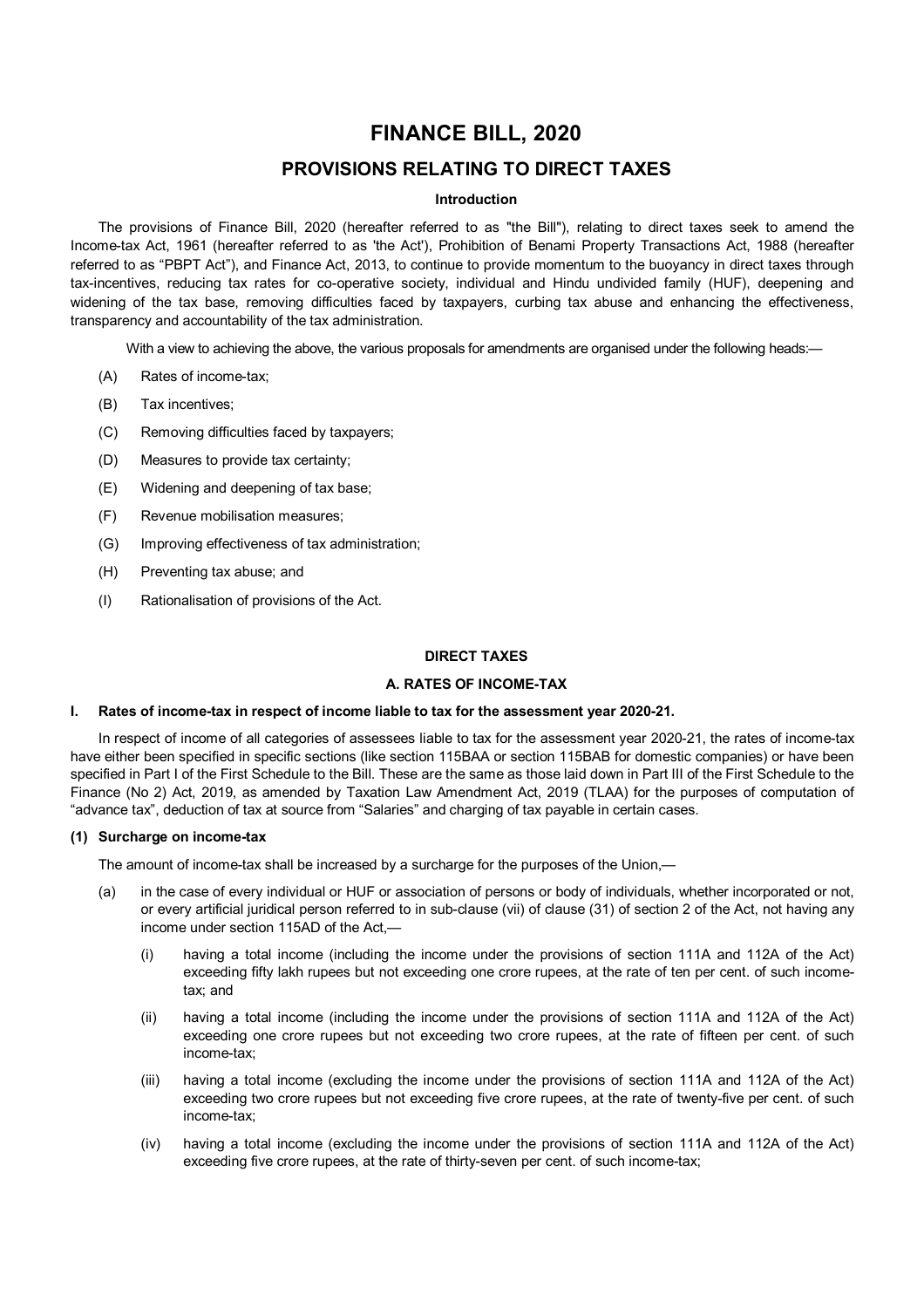# FINANCE BILL, 2020

## PROVISIONS RELATING TO DIRECT TAXES

### Introduction

The provisions of Finance Bill, 2020 (hereafter referred to as "the Bill"), relating to direct taxes seek to amend the Income-tax Act, 1961 (hereafter referred to as 'the Act'), Prohibition of Benami Property Transactions Act, 1988 (hereafter referred to as "PBPT Act"), and Finance Act, 2013, to continue to provide momentum to the buoyancy in direct taxes through tax-incentives, reducing tax rates for co-operative society, individual and Hindu undivided family (HUF), deepening and widening of the tax base, removing difficulties faced by taxpayers, curbing tax abuse and enhancing the effectiveness, transparency and accountability of the tax administration.

With a view to achieving the above, the various proposals for amendments are organised under the following heads:—

- (A) Rates of income-tax;
- (B) Tax incentives;
- (C) Removing difficulties faced by taxpayers;
- (D) Measures to provide tax certainty;
- (E) Widening and deepening of tax base;
- (F) Revenue mobilisation measures;
- (G) Improving effectiveness of tax administration;
- (H) Preventing tax abuse; and
- (I) Rationalisation of provisions of the Act.

### DIRECT TAXES

### A. RATES OF INCOME-TAX

**I. Rates of income-tax in respect of income liable to tax for the assessment year 2020-21.**

In respect of income of all categories of assessees liable to tax for the assessment year 2020-21, the rates of income-tax have either been specified in specific sections (like section 115BAA or section 115BAB for domestic companies) or have been specified in Part I of the First Schedule to the Bill. These are the same as those laid down in Part III of the First Schedule to the Finance (No 2) Act, 2019, as amended by Taxation Law Amendment Act, 2019 (TLAA) for the purposes of computation of "advance tax", deduction of tax at source from "Salaries" and charging of tax payable in certain cases.

**(1) Surcharge on income-tax**

The amount of income-tax shall be increased by a surcharge for the purposes of the Union,—

(a) in the case of every individual or HUF or association of persons or body of individuals, whether incorporated or not, or every artificial juridical person referred to in sub-clause (vii) of clause (31) of section 2 of the Act, not having any income under section 115AD of the Act,—

(i) having a total income (including the income under the provisions of section 111A and 112A of the Act) exceeding fifty lakh rupees but not exceeding one crore rupees, at the rate of ten per cent. of such income-tax; and

(ii) having a total income (including the income under the provisions of section 111A and 112A of the Act) exceeding one crore rupees but not exceeding two crore rupees, at the rate of fifteen per cent. of such income-tax;

(iii) having a total income (excluding the income under the provisions of section 111A and 112A of the Act) exceeding two crore rupees but not exceeding five crore rupees, at the rate of twenty-five per cent. of such income-tax;

(iv) having a total income (excluding the income under the provisions of section 111A and 112A of the Act) exceeding five crore rupees, at the rate of thirty-seven per cent. of such income-tax;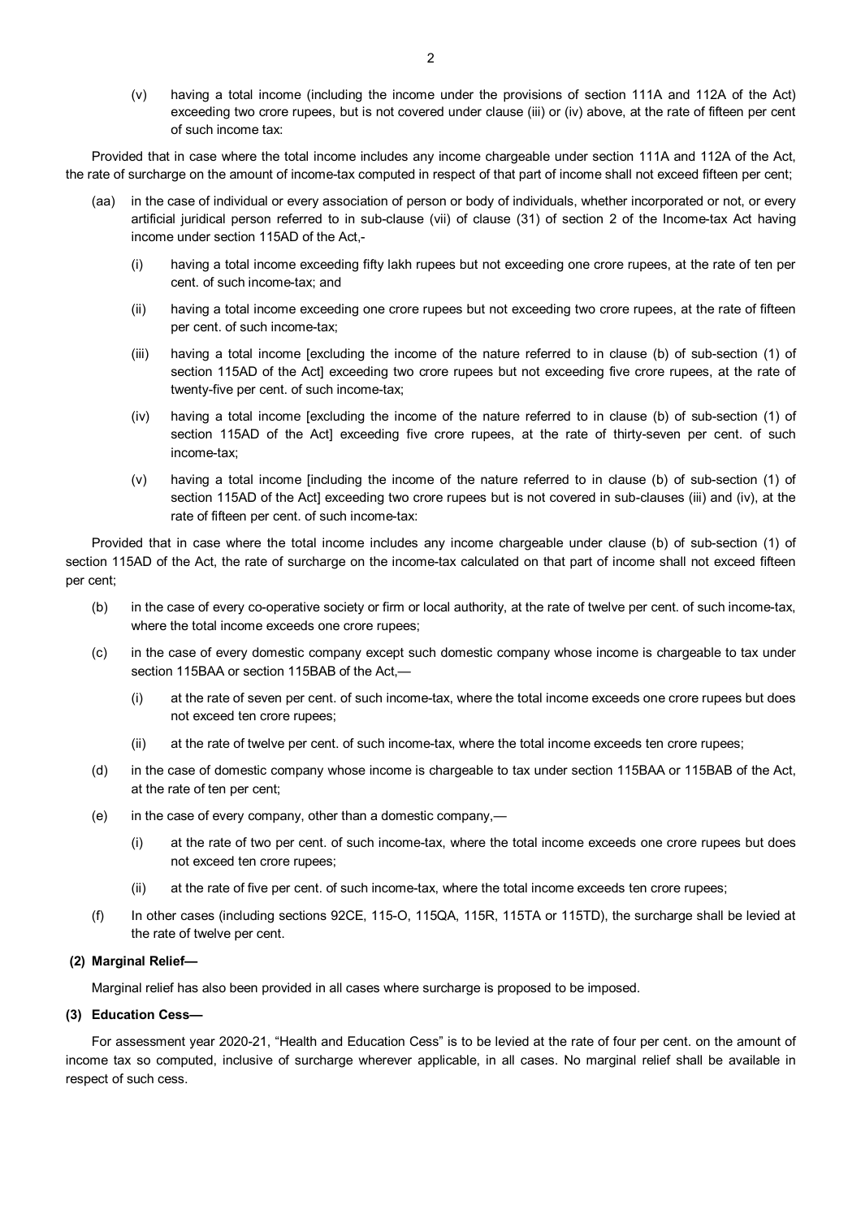(v) having a total income (including the income under the provisions of section 111A and 112A of the Act) exceeding two crore rupees, but is not covered under clause (iii) or (iv) above, at the rate of fifteen per cent of such income tax:

Provided that in case where the total income includes any income chargeable under section 111A and 112A of the Act, the rate of surcharge on the amount of income-tax computed in respect of that part of income shall not exceed fifteen per cent;

(aa) in the case of individual or every association of person or body of individuals, whether incorporated or not, or every artificial juridical person referred to in sub-clause (vii) of clause (31) of section 2 of the Income-tax Act having income under section 115AD of the Act,-

(i) having a total income exceeding fifty lakh rupees but not exceeding one crore rupees, at the rate of ten per cent. of such income-tax; and

(ii) having a total income exceeding one crore rupees but not exceeding two crore rupees, at the rate of fifteen per cent. of such income-tax;

(iii) having a total income [excluding the income of the nature referred to in clause (b) of sub-section (1) of section 115AD of the Act] exceeding two crore rupees but not exceeding five crore rupees, at the rate of twenty-five per cent. of such income-tax;

(iv) having a total income [excluding the income of the nature referred to in clause (b) of sub-section (1) of section 115AD of the Act] exceeding five crore rupees, at the rate of thirty-seven per cent. of such income-tax;

(v) having a total income [including the income of the nature referred to in clause (b) of sub-section (1) of section 115AD of the Act] exceeding two crore rupees but is not covered in sub-clauses (iii) and (iv), at the rate of fifteen per cent. of such income-tax:

Provided that in case where the total income includes any income chargeable under clause (b) of sub-section (1) of section 115AD of the Act, the rate of surcharge on the income-tax calculated on that part of income shall not exceed fifteen per cent;

(b) in the case of every co-operative society or firm or local authority, at the rate of twelve per cent. of such income-tax, where the total income exceeds one crore rupees;

(c) in the case of every domestic company except such domestic company whose income is chargeable to tax under section 115BAA or section 115BAB of the Act,—

(i) at the rate of seven per cent. of such income-tax, where the total income exceeds one crore rupees but does not exceed ten crore rupees;

(ii) at the rate of twelve per cent. of such income-tax, where the total income exceeds ten crore rupees;

(d) in the case of domestic company whose income is chargeable to tax under section 115BAA or 115BAB of the Act, at the rate of ten per cent;

(e) in the case of every company, other than a domestic company,—

(i) at the rate of two per cent. of such income-tax, where the total income exceeds one crore rupees but does not exceed ten crore rupees;

(ii) at the rate of five per cent. of such income-tax, where the total income exceeds ten crore rupees;

(f) In other cases (including sections 92CE, 115-O, 115QA, 115R, 115TA or 115TD), the surcharge shall be levied at the rate of twelve per cent.

**(2) Marginal Relief—**

Marginal relief has also been provided in all cases where surcharge is proposed to be imposed.

**(3) Education Cess—**

For assessment year 2020-21, "Health and Education Cess" is to be levied at the rate of four per cent. on the amount of income tax so computed, inclusive of surcharge wherever applicable, in all cases. No marginal relief shall be available in respect of such cess.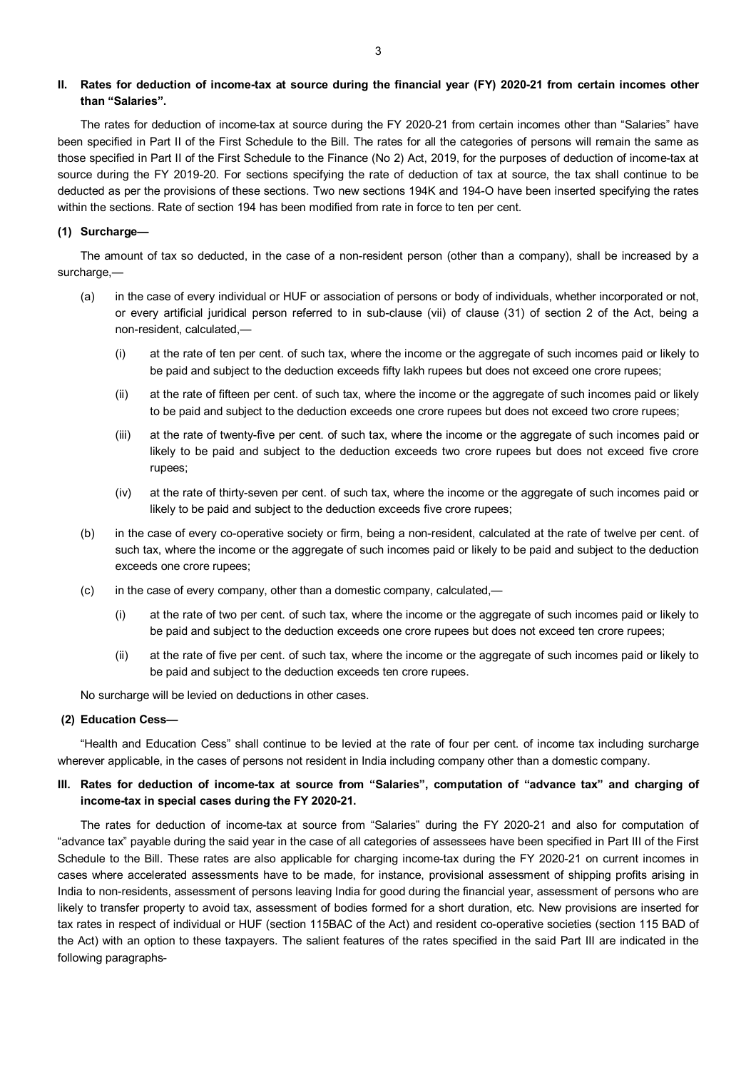## II. Rates for deduction of income-tax at source during the financial year (FY) 2020-21 from certain incomes other than "Salaries".

The rates for deduction of income-tax at source during the FY 2020-21 from certain incomes other than "Salaries" have been specified in Part II of the First Schedule to the Bill. The rates for all the categories of persons will remain the same as those specified in Part II of the First Schedule to the Finance (No 2) Act, 2019, for the purposes of deduction of income-tax at source during the FY 2019-20. For sections specifying the rate of deduction of tax at source, the tax shall continue to be deducted as per the provisions of these sections. Two new sections 194K and 194-O have been inserted specifying the rates within the sections. Rate of section 194 has been modified from rate in force to ten per cent.

### (1) Surcharge—

The amount of tax so deducted, in the case of a non-resident person (other than a company), shall be increased by a surcharge,—

(a) in the case of every individual or HUF or association of persons or body of individuals, whether incorporated or not, or every artificial juridical person referred to in sub-clause (vii) of clause (31) of section 2 of the Act, being a non-resident, calculated,—

  (i) at the rate of ten per cent. of such tax, where the income or the aggregate of such incomes paid or likely to be paid and subject to the deduction exceeds fifty lakh rupees but does not exceed one crore rupees;

  (ii) at the rate of fifteen per cent. of such tax, where the income or the aggregate of such incomes paid or likely to be paid and subject to the deduction exceeds one crore rupees but does not exceed two crore rupees;

  (iii) at the rate of twenty-five per cent. of such tax, where the income or the aggregate of such incomes paid or likely to be paid and subject to the deduction exceeds two crore rupees but does not exceed five crore rupees;

  (iv) at the rate of thirty-seven per cent. of such tax, where the income or the aggregate of such incomes paid or likely to be paid and subject to the deduction exceeds five crore rupees;

(b) in the case of every co-operative society or firm, being a non-resident, calculated at the rate of twelve per cent. of such tax, where the income or the aggregate of such incomes paid or likely to be paid and subject to the deduction exceeds one crore rupees;

(c) in the case of every company, other than a domestic company, calculated,—

  (i) at the rate of two per cent. of such tax, where the income or the aggregate of such incomes paid or likely to be paid and subject to the deduction exceeds one crore rupees but does not exceed ten crore rupees;

  (ii) at the rate of five per cent. of such tax, where the income or the aggregate of such incomes paid or likely to be paid and subject to the deduction exceeds ten crore rupees.

No surcharge will be levied on deductions in other cases.

### (2) Education Cess—

"Health and Education Cess" shall continue to be levied at the rate of four per cent. of income tax including surcharge wherever applicable, in the cases of persons not resident in India including company other than a domestic company.

## III. Rates for deduction of income-tax at source from "Salaries", computation of "advance tax" and charging of income-tax in special cases during the FY 2020-21.

The rates for deduction of income-tax at source from "Salaries" during the FY 2020-21 and also for computation of "advance tax" payable during the said year in the case of all categories of assessees have been specified in Part III of the First Schedule to the Bill. These rates are also applicable for charging income-tax during the FY 2020-21 on current incomes in cases where accelerated assessments have to be made, for instance, provisional assessment of shipping profits arising in India to non-residents, assessment of persons leaving India for good during the financial year, assessment of persons who are likely to transfer property to avoid tax, assessment of bodies formed for a short duration, etc. New provisions are inserted for tax rates in respect of individual or HUF (section 115BAC of the Act) and resident co-operative societies (section 115 BAD of the Act) with an option to these taxpayers. The salient features of the rates specified in the said Part III are indicated in the following paragraphs-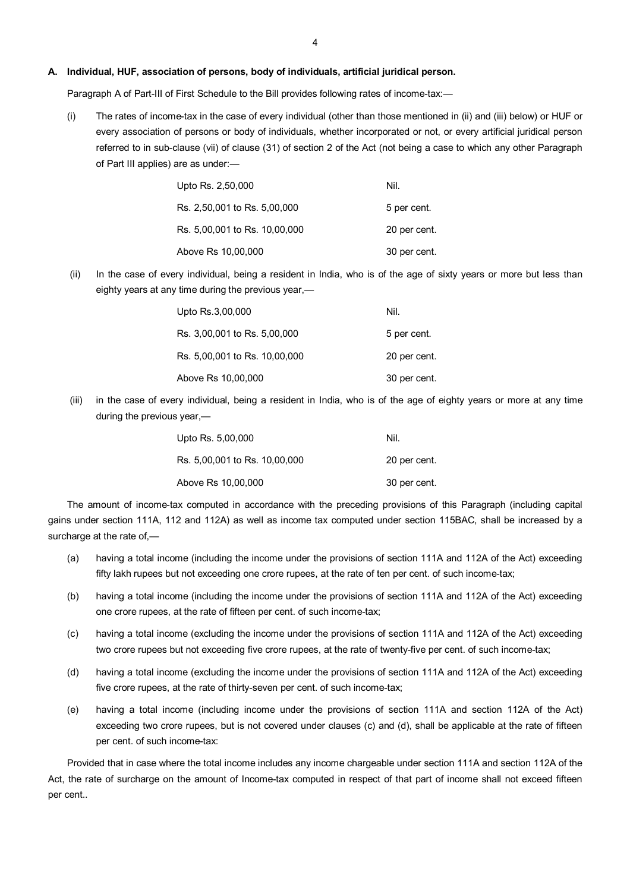### A. Individual, HUF, association of persons, body of individuals, artificial juridical person.

Paragraph A of Part-III of First Schedule to the Bill provides following rates of income-tax:—

(i) The rates of income-tax in the case of every individual (other than those mentioned in (ii) and (iii) below) or HUF or every association of persons or body of individuals, whether incorporated or not, or every artificial juridical person referred to in sub-clause (vii) of clause (31) of section 2 of the Act (not being a case to which any other Paragraph of Part III applies) are as under:—

| | |
|---|---|
| Upto Rs. 2,50,000 | Nil. |
| Rs. 2,50,001 to Rs. 5,00,000 | 5 per cent. |
| Rs. 5,00,001 to Rs. 10,00,000 | 20 per cent. |
| Above Rs 10,00,000 | 30 per cent. |

(ii) In the case of every individual, being a resident in India, who is of the age of sixty years or more but less than eighty years at any time during the previous year,—

| | |
|---|---|
| Upto Rs.3,00,000 | Nil. |
| Rs. 3,00,001 to Rs. 5,00,000 | 5 per cent. |
| Rs. 5,00,001 to Rs. 10,00,000 | 20 per cent. |
| Above Rs 10,00,000 | 30 per cent. |

(iii) in the case of every individual, being a resident in India, who is of the age of eighty years or more at any time during the previous year,—

| | |
|---|---|
| Upto Rs. 5,00,000 | Nil. |
| Rs. 5,00,001 to Rs. 10,00,000 | 20 per cent. |
| Above Rs 10,00,000 | 30 per cent. |

The amount of income-tax computed in accordance with the preceding provisions of this Paragraph (including capital gains under section 111A, 112 and 112A) as well as income tax computed under section 115BAC, shall be increased by a surcharge at the rate of,—

(a) having a total income (including the income under the provisions of section 111A and 112A of the Act) exceeding fifty lakh rupees but not exceeding one crore rupees, at the rate of ten per cent. of such income-tax;

(b) having a total income (including the income under the provisions of section 111A and 112A of the Act) exceeding one crore rupees, at the rate of fifteen per cent. of such income-tax;

(c) having a total income (excluding the income under the provisions of section 111A and 112A of the Act) exceeding two crore rupees but not exceeding five crore rupees, at the rate of twenty-five per cent. of such income-tax;

(d) having a total income (excluding the income under the provisions of section 111A and 112A of the Act) exceeding five crore rupees, at the rate of thirty-seven per cent. of such income-tax;

(e) having a total income (including income under the provisions of section 111A and section 112A of the Act) exceeding two crore rupees, but is not covered under clauses (c) and (d), shall be applicable at the rate of fifteen per cent. of such income-tax:

Provided that in case where the total income includes any income chargeable under section 111A and section 112A of the Act, the rate of surcharge on the amount of Income-tax computed in respect of that part of income shall not exceed fifteen per cent..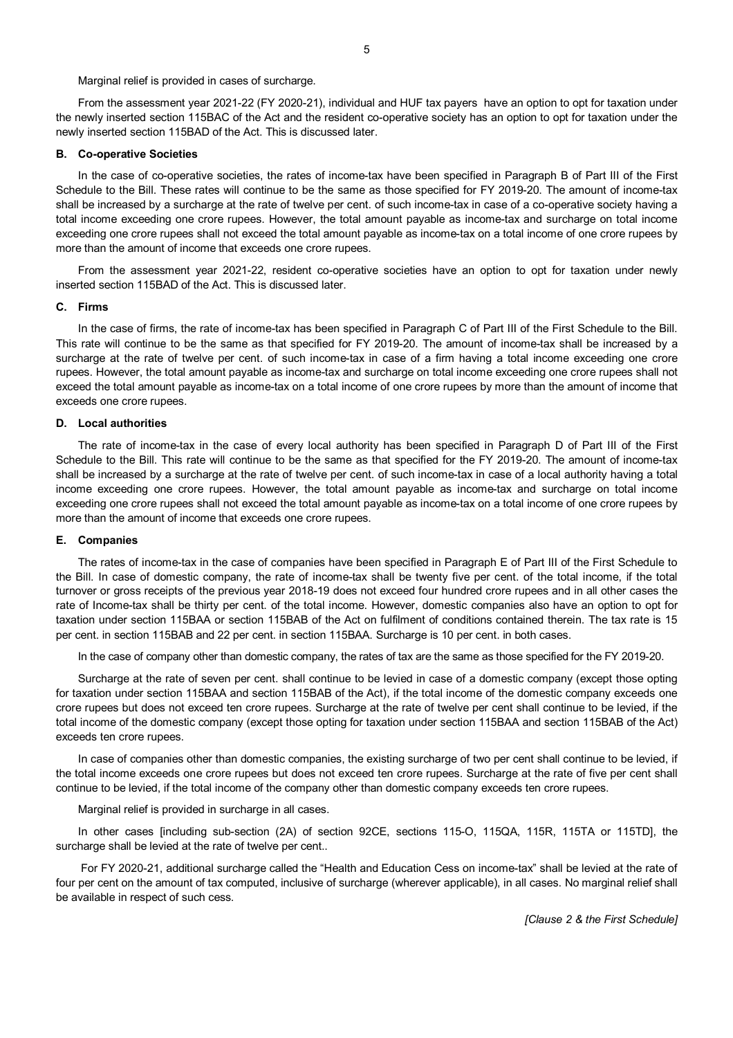Marginal relief is provided in cases of surcharge.

From the assessment year 2021-22 (FY 2020-21), individual and HUF tax payers have an option to opt for taxation under the newly inserted section 115BAC of the Act and the resident co-operative society has an option to opt for taxation under the newly inserted section 115BAD of the Act. This is discussed later.

### B. Co-operative Societies

In the case of co-operative societies, the rates of income-tax have been specified in Paragraph B of Part III of the First Schedule to the Bill. These rates will continue to be the same as those specified for FY 2019-20. The amount of income-tax shall be increased by a surcharge at the rate of twelve per cent. of such income-tax in case of a co-operative society having a total income exceeding one crore rupees. However, the total amount payable as income-tax and surcharge on total income exceeding one crore rupees shall not exceed the total amount payable as income-tax on a total income of one crore rupees by more than the amount of income that exceeds one crore rupees.

From the assessment year 2021-22, resident co-operative societies have an option to opt for taxation under newly inserted section 115BAD of the Act. This is discussed later.

### C. Firms

In the case of firms, the rate of income-tax has been specified in Paragraph C of Part III of the First Schedule to the Bill. This rate will continue to be the same as that specified for FY 2019-20. The amount of income-tax shall be increased by a surcharge at the rate of twelve per cent. of such income-tax in case of a firm having a total income exceeding one crore rupees. However, the total amount payable as income-tax and surcharge on total income exceeding one crore rupees shall not exceed the total amount payable as income-tax on a total income of one crore rupees by more than the amount of income that exceeds one crore rupees.

### D. Local authorities

The rate of income-tax in the case of every local authority has been specified in Paragraph D of Part III of the First Schedule to the Bill. This rate will continue to be the same as that specified for the FY 2019-20. The amount of income-tax shall be increased by a surcharge at the rate of twelve per cent. of such income-tax in case of a local authority having a total income exceeding one crore rupees. However, the total amount payable as income-tax and surcharge on total income exceeding one crore rupees shall not exceed the total amount payable as income-tax on a total income of one crore rupees by more than the amount of income that exceeds one crore rupees.

### E. Companies

The rates of income-tax in the case of companies have been specified in Paragraph E of Part III of the First Schedule to the Bill. In case of domestic company, the rate of income-tax shall be twenty five per cent. of the total income, if the total turnover or gross receipts of the previous year 2018-19 does not exceed four hundred crore rupees and in all other cases the rate of Income-tax shall be thirty per cent. of the total income. However, domestic companies also have an option to opt for taxation under section 115BAA or section 115BAB of the Act on fulfilment of conditions contained therein. The tax rate is 15 per cent. in section 115BAB and 22 per cent. in section 115BAA. Surcharge is 10 per cent. in both cases.

In the case of company other than domestic company, the rates of tax are the same as those specified for the FY 2019-20.

Surcharge at the rate of seven per cent. shall continue to be levied in case of a domestic company (except those opting for taxation under section 115BAA and section 115BAB of the Act), if the total income of the domestic company exceeds one crore rupees but does not exceed ten crore rupees. Surcharge at the rate of twelve per cent shall continue to be levied, if the total income of the domestic company (except those opting for taxation under section 115BAA and section 115BAB of the Act) exceeds ten crore rupees.

In case of companies other than domestic companies, the existing surcharge of two per cent shall continue to be levied, if the total income exceeds one crore rupees but does not exceed ten crore rupees. Surcharge at the rate of five per cent shall continue to be levied, if the total income of the company other than domestic company exceeds ten crore rupees.

Marginal relief is provided in surcharge in all cases.

In other cases [including sub-section (2A) of section 92CE, sections 115-O, 115QA, 115R, 115TA or 115TD], the surcharge shall be levied at the rate of twelve per cent..

For FY 2020-21, additional surcharge called the "Health and Education Cess on income-tax" shall be levied at the rate of four per cent on the amount of tax computed, inclusive of surcharge (wherever applicable), in all cases. No marginal relief shall be available in respect of such cess.

*[Clause 2 & the First Schedule]*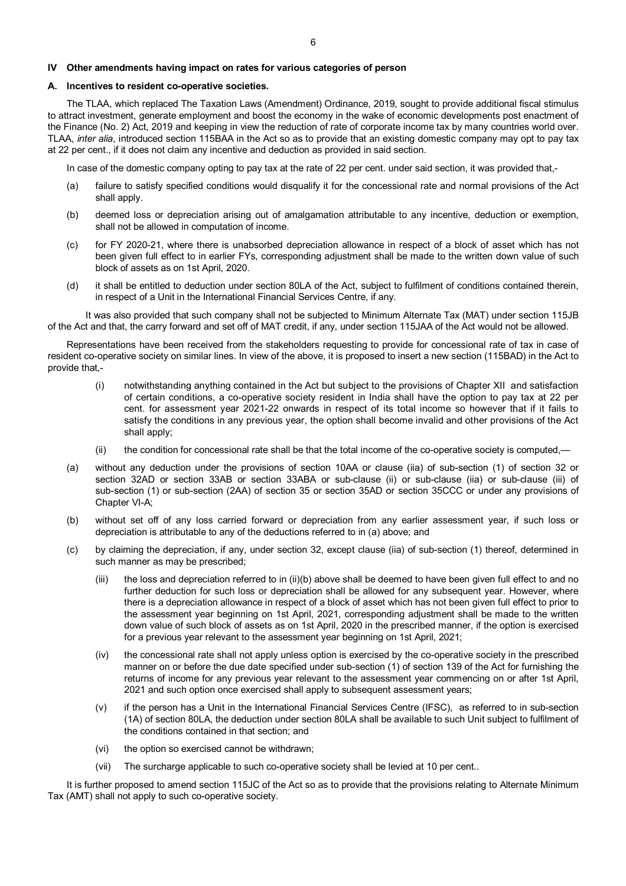## IV Other amendments having impact on rates for various categories of person

### A. Incentives to resident co-operative societies.

The TLAA, which replaced The Taxation Laws (Amendment) Ordinance, 2019, sought to provide additional fiscal stimulus to attract investment, generate employment and boost the economy in the wake of economic developments post enactment of the Finance (No. 2) Act, 2019 and keeping in view the reduction of rate of corporate income tax by many countries world over. TLAA, *inter alia*, introduced section 115BAA in the Act so as to provide that an existing domestic company may opt to pay tax at 22 per cent., if it does not claim any incentive and deduction as provided in said section.

In case of the domestic company opting to pay tax at the rate of 22 per cent. under said section, it was provided that,-

(a) failure to satisfy specified conditions would disqualify it for the concessional rate and normal provisions of the Act shall apply.

(b) deemed loss or depreciation arising out of amalgamation attributable to any incentive, deduction or exemption, shall not be allowed in computation of income.

(c) for FY 2020-21, where there is unabsorbed depreciation allowance in respect of a block of asset which has not been given full effect to in earlier FYs, corresponding adjustment shall be made to the written down value of such block of assets as on 1st April, 2020.

(d) it shall be entitled to deduction under section 80LA of the Act, subject to fulfilment of conditions contained therein, in respect of a Unit in the International Financial Services Centre, if any.

It was also provided that such company shall not be subjected to Minimum Alternate Tax (MAT) under section 115JB of the Act and that, the carry forward and set off of MAT credit, if any, under section 115JAA of the Act would not be allowed.

Representations have been received from the stakeholders requesting to provide for concessional rate of tax in case of resident co-operative society on similar lines. In view of the above, it is proposed to insert a new section (115BAD) in the Act to provide that,-

(i) notwithstanding anything contained in the Act but subject to the provisions of Chapter XII and satisfaction of certain conditions, a co-operative society resident in India shall have the option to pay tax at 22 per cent. for assessment year 2021-22 onwards in respect of its total income so however that if it fails to satisfy the conditions in any previous year, the option shall become invalid and other provisions of the Act shall apply;

(ii) the condition for concessional rate shall be that the total income of the co-operative society is computed,—

(a) without any deduction under the provisions of section 10AA or clause (iia) of sub-section (1) of section 32 or section 32AD or section 33AB or section 33ABA or sub-clause (ii) or sub-clause (iia) or sub-clause (iii) of sub-section (1) or sub-section (2AA) of section 35 or section 35AD or section 35CCC or under any provisions of Chapter VI-A;

(b) without set off of any loss carried forward or depreciation from any earlier assessment year, if such loss or depreciation is attributable to any of the deductions referred to in (a) above; and

(c) by claiming the depreciation, if any, under section 32, except clause (iia) of sub-section (1) thereof, determined in such manner as may be prescribed;

(iii) the loss and depreciation referred to in (ii)(b) above shall be deemed to have been given full effect to and no further deduction for such loss or depreciation shall be allowed for any subsequent year. However, where there is a depreciation allowance in respect of a block of asset which has not been given full effect to prior to the assessment year beginning on 1st April, 2021, corresponding adjustment shall be made to the written down value of such block of assets as on 1st April, 2020 in the prescribed manner, if the option is exercised for a previous year relevant to the assessment year beginning on 1st April, 2021;

(iv) the concessional rate shall not apply unless option is exercised by the co-operative society in the prescribed manner on or before the due date specified under sub-section (1) of section 139 of the Act for furnishing the returns of income for any previous year relevant to the assessment year commencing on or after 1st April, 2021 and such option once exercised shall apply to subsequent assessment years;

(v) if the person has a Unit in the International Financial Services Centre (IFSC), as referred to in sub-section (1A) of section 80LA, the deduction under section 80LA shall be available to such Unit subject to fulfilment of the conditions contained in that section; and

(vi) the option so exercised cannot be withdrawn;

(vii) The surcharge applicable to such co-operative society shall be levied at 10 per cent..

It is further proposed to amend section 115JC of the Act so as to provide that the provisions relating to Alternate Minimum Tax (AMT) shall not apply to such co-operative society.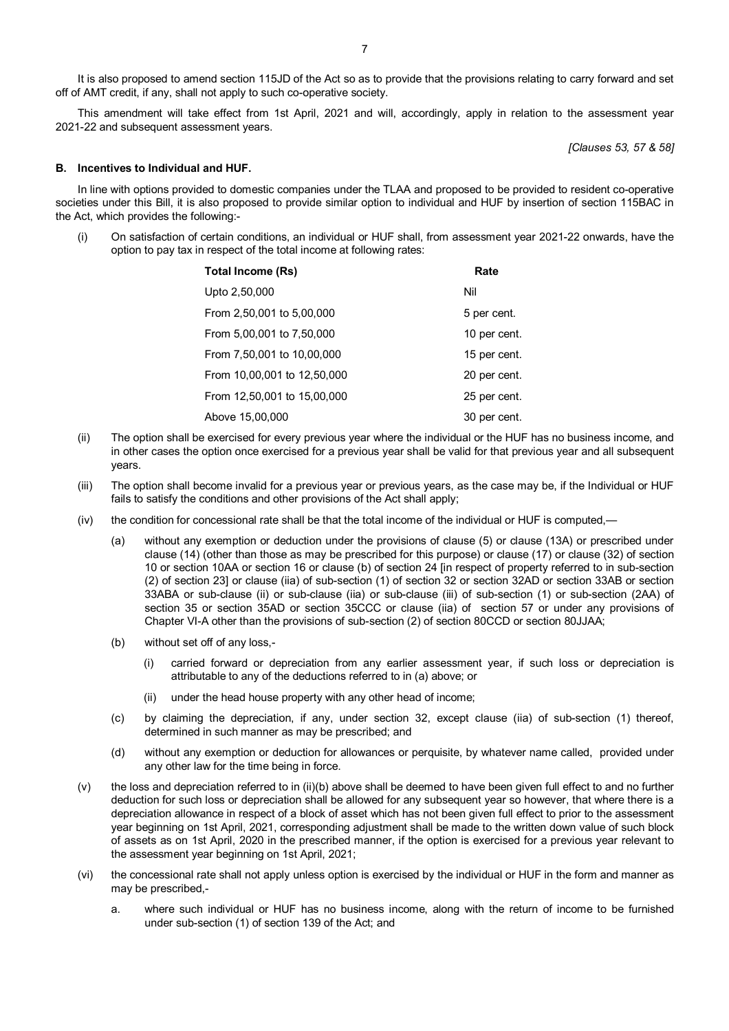It is also proposed to amend section 115JD of the Act so as to provide that the provisions relating to carry forward and set off of AMT credit, if any, shall not apply to such co-operative society.

This amendment will take effect from 1st April, 2021 and will, accordingly, apply in relation to the assessment year 2021-22 and subsequent assessment years.

*[Clauses 53, 57 & 58]*

**B. Incentives to Individual and HUF.**

In line with options provided to domestic companies under the TLAA and proposed to be provided to resident co-operative societies under this Bill, it is also proposed to provide similar option to individual and HUF by insertion of section 115BAC in the Act, which provides the following:-

(i) On satisfaction of certain conditions, an individual or HUF shall, from assessment year 2021-22 onwards, have the option to pay tax in respect of the total income at following rates:

| Total Income (Rs) | Rate |
|---|---|
| Upto 2,50,000 | Nil |
| From 2,50,001 to 5,00,000 | 5 per cent. |
| From 5,00,001 to 7,50,000 | 10 per cent. |
| From 7,50,001 to 10,00,000 | 15 per cent. |
| From 10,00,001 to 12,50,000 | 20 per cent. |
| From 12,50,001 to 15,00,000 | 25 per cent. |
| Above 15,00,000 | 30 per cent. |

(ii) The option shall be exercised for every previous year where the individual or the HUF has no business income, and in other cases the option once exercised for a previous year shall be valid for that previous year and all subsequent years.

(iii) The option shall become invalid for a previous year or previous years, as the case may be, if the Individual or HUF fails to satisfy the conditions and other provisions of the Act shall apply;

(iv) the condition for concessional rate shall be that the total income of the individual or HUF is computed,—

   (a) without any exemption or deduction under the provisions of clause (5) or clause (13A) or prescribed under clause (14) (other than those as may be prescribed for this purpose) or clause (17) or clause (32) of section 10 or section 10AA or section 16 or clause (b) of section 24 [in respect of property referred to in sub-section (2) of section 23] or clause (iia) of sub-section (1) of section 32 or section 32AD or section 33AB or section 33ABA or sub-clause (ii) or sub-clause (iia) or sub-clause (iii) of sub-section (1) or sub-section (2AA) of section 35 or section 35AD or section 35CCC or clause (iia) of section 57 or under any provisions of Chapter VI-A other than the provisions of sub-section (2) of section 80CCD or section 80JJAA;

   (b) without set off of any loss,-

      (i) carried forward or depreciation from any earlier assessment year, if such loss or depreciation is attributable to any of the deductions referred to in (a) above; or

      (ii) under the head house property with any other head of income;

   (c) by claiming the depreciation, if any, under section 32, except clause (iia) of sub-section (1) thereof, determined in such manner as may be prescribed; and

   (d) without any exemption or deduction for allowances or perquisite, by whatever name called, provided under any other law for the time being in force.

(v) the loss and depreciation referred to in (ii)(b) above shall be deemed to have been given full effect to and no further deduction for such loss or depreciation shall be allowed for any subsequent year so however, that where there is a depreciation allowance in respect of a block of asset which has not been given full effect to prior to the assessment year beginning on 1st April, 2021, corresponding adjustment shall be made to the written down value of such block of assets as on 1st April, 2020 in the prescribed manner, if the option is exercised for a previous year relevant to the assessment year beginning on 1st April, 2021;

(vi) the concessional rate shall not apply unless option is exercised by the individual or HUF in the form and manner as may be prescribed,-

   a. where such individual or HUF has no business income, along with the return of income to be furnished under sub-section (1) of section 139 of the Act; and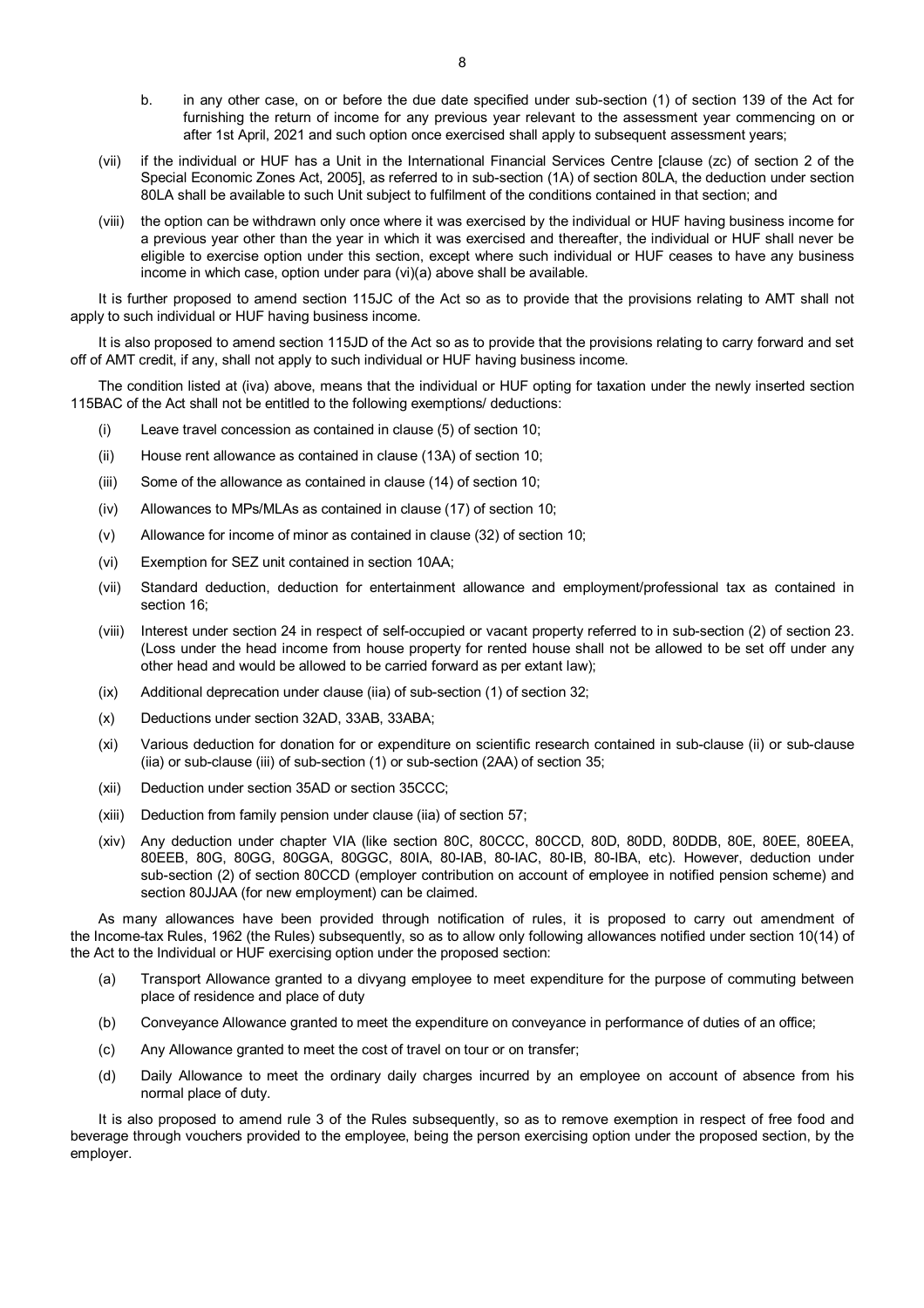b. in any other case, on or before the due date specified under sub-section (1) of section 139 of the Act for furnishing the return of income for any previous year relevant to the assessment year commencing on or after 1st April, 2021 and such option once exercised shall apply to subsequent assessment years;

(vii) if the individual or HUF has a Unit in the International Financial Services Centre [clause (zc) of section 2 of the Special Economic Zones Act, 2005], as referred to in sub-section (1A) of section 80LA, the deduction under section 80LA shall be available to such Unit subject to fulfilment of the conditions contained in that section; and

(viii) the option can be withdrawn only once where it was exercised by the individual or HUF having business income for a previous year other than the year in which it was exercised and thereafter, the individual or HUF shall never be eligible to exercise option under this section, except where such individual or HUF ceases to have any business income in which case, option under para (vi)(a) above shall be available.

It is further proposed to amend section 115JC of the Act so as to provide that the provisions relating to AMT shall not apply to such individual or HUF having business income.

It is also proposed to amend section 115JD of the Act so as to provide that the provisions relating to carry forward and set off of AMT credit, if any, shall not apply to such individual or HUF having business income.

The condition listed at (iva) above, means that the individual or HUF opting for taxation under the newly inserted section 115BAC of the Act shall not be entitled to the following exemptions/ deductions:

(i) Leave travel concession as contained in clause (5) of section 10;

(ii) House rent allowance as contained in clause (13A) of section 10;

(iii) Some of the allowance as contained in clause (14) of section 10;

(iv) Allowances to MPs/MLAs as contained in clause (17) of section 10;

(v) Allowance for income of minor as contained in clause (32) of section 10;

(vi) Exemption for SEZ unit contained in section 10AA;

(vii) Standard deduction, deduction for entertainment allowance and employment/professional tax as contained in section 16;

(viii) Interest under section 24 in respect of self-occupied or vacant property referred to in sub-section (2) of section 23. (Loss under the head income from house property for rented house shall not be allowed to be set off under any other head and would be allowed to be carried forward as per extant law);

(ix) Additional deprecation under clause (iia) of sub-section (1) of section 32;

(x) Deductions under section 32AD, 33AB, 33ABA;

(xi) Various deduction for donation for or expenditure on scientific research contained in sub-clause (ii) or sub-clause (iia) or sub-clause (iii) of sub-section (1) or sub-section (2AA) of section 35;

(xii) Deduction under section 35AD or section 35CCC;

(xiii) Deduction from family pension under clause (iia) of section 57;

(xiv) Any deduction under chapter VIA (like section 80C, 80CCC, 80CCD, 80D, 80DD, 80DDB, 80E, 80EE, 80EEA, 80EEB, 80G, 80GG, 80GGA, 80GGC, 80IA, 80-IAB, 80-IAC, 80-IB, 80-IBA, etc). However, deduction under sub-section (2) of section 80CCD (employer contribution on account of employee in notified pension scheme) and section 80JJAA (for new employment) can be claimed.

As many allowances have been provided through notification of rules, it is proposed to carry out amendment of the Income-tax Rules, 1962 (the Rules) subsequently, so as to allow only following allowances notified under section 10(14) of the Act to the Individual or HUF exercising option under the proposed section:

(a) Transport Allowance granted to a divyang employee to meet expenditure for the purpose of commuting between place of residence and place of duty

(b) Conveyance Allowance granted to meet the expenditure on conveyance in performance of duties of an office;

(c) Any Allowance granted to meet the cost of travel on tour or on transfer;

(d) Daily Allowance to meet the ordinary daily charges incurred by an employee on account of absence from his normal place of duty.

It is also proposed to amend rule 3 of the Rules subsequently, so as to remove exemption in respect of free food and beverage through vouchers provided to the employee, being the person exercising option under the proposed section, by the employer.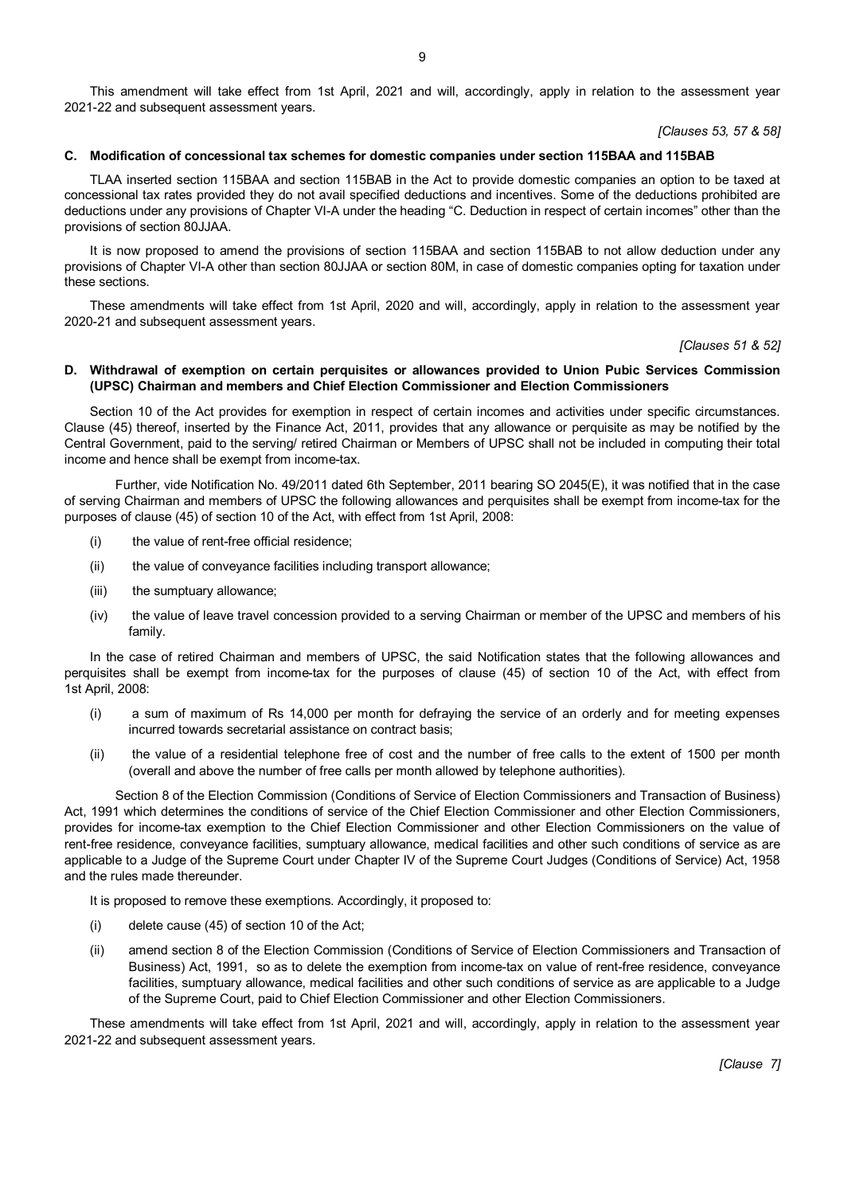This amendment will take effect from 1st April, 2021 and will, accordingly, apply in relation to the assessment year 2021-22 and subsequent assessment years.

*[Clauses 53, 57 & 58]*

### C. Modification of concessional tax schemes for domestic companies under section 115BAA and 115BAB

TLAA inserted section 115BAA and section 115BAB in the Act to provide domestic companies an option to be taxed at concessional tax rates provided they do not avail specified deductions and incentives. Some of the deductions prohibited are deductions under any provisions of Chapter VI-A under the heading "C. Deduction in respect of certain incomes" other than the provisions of section 80JJAA.

It is now proposed to amend the provisions of section 115BAA and section 115BAB to not allow deduction under any provisions of Chapter VI-A other than section 80JJAA or section 80M, in case of domestic companies opting for taxation under these sections.

These amendments will take effect from 1st April, 2020 and will, accordingly, apply in relation to the assessment year 2020-21 and subsequent assessment years.

*[Clauses 51 & 52]*

### D. Withdrawal of exemption on certain perquisites or allowances provided to Union Pubic Services Commission (UPSC) Chairman and members and Chief Election Commissioner and Election Commissioners

Section 10 of the Act provides for exemption in respect of certain incomes and activities under specific circumstances. Clause (45) thereof, inserted by the Finance Act, 2011, provides that any allowance or perquisite as may be notified by the Central Government, paid to the serving/ retired Chairman or Members of UPSC shall not be included in computing their total income and hence shall be exempt from income-tax.

Further, vide Notification No. 49/2011 dated 6th September, 2011 bearing SO 2045(E), it was notified that in the case of serving Chairman and members of UPSC the following allowances and perquisites shall be exempt from income-tax for the purposes of clause (45) of section 10 of the Act, with effect from 1st April, 2008:

(i) the value of rent-free official residence;

(ii) the value of conveyance facilities including transport allowance;

(iii) the sumptuary allowance;

(iv) the value of leave travel concession provided to a serving Chairman or member of the UPSC and members of his family.

In the case of retired Chairman and members of UPSC, the said Notification states that the following allowances and perquisites shall be exempt from income-tax for the purposes of clause (45) of section 10 of the Act, with effect from 1st April, 2008:

(i) a sum of maximum of Rs 14,000 per month for defraying the service of an orderly and for meeting expenses incurred towards secretarial assistance on contract basis;

(ii) the value of a residential telephone free of cost and the number of free calls to the extent of 1500 per month (overall and above the number of free calls per month allowed by telephone authorities).

Section 8 of the Election Commission (Conditions of Service of Election Commissioners and Transaction of Business) Act, 1991 which determines the conditions of service of the Chief Election Commissioner and other Election Commissioners, provides for income-tax exemption to the Chief Election Commissioner and other Election Commissioners on the value of rent-free residence, conveyance facilities, sumptuary allowance, medical facilities and other such conditions of service as are applicable to a Judge of the Supreme Court under Chapter IV of the Supreme Court Judges (Conditions of Service) Act, 1958 and the rules made thereunder.

It is proposed to remove these exemptions. Accordingly, it proposed to:

(i) delete cause (45) of section 10 of the Act;

(ii) amend section 8 of the Election Commission (Conditions of Service of Election Commissioners and Transaction of Business) Act, 1991, so as to delete the exemption from income-tax on value of rent-free residence, conveyance facilities, sumptuary allowance, medical facilities and other such conditions of service as are applicable to a Judge of the Supreme Court, paid to Chief Election Commissioner and other Election Commissioners.

These amendments will take effect from 1st April, 2021 and will, accordingly, apply in relation to the assessment year 2021-22 and subsequent assessment years.

*[Clause 7]*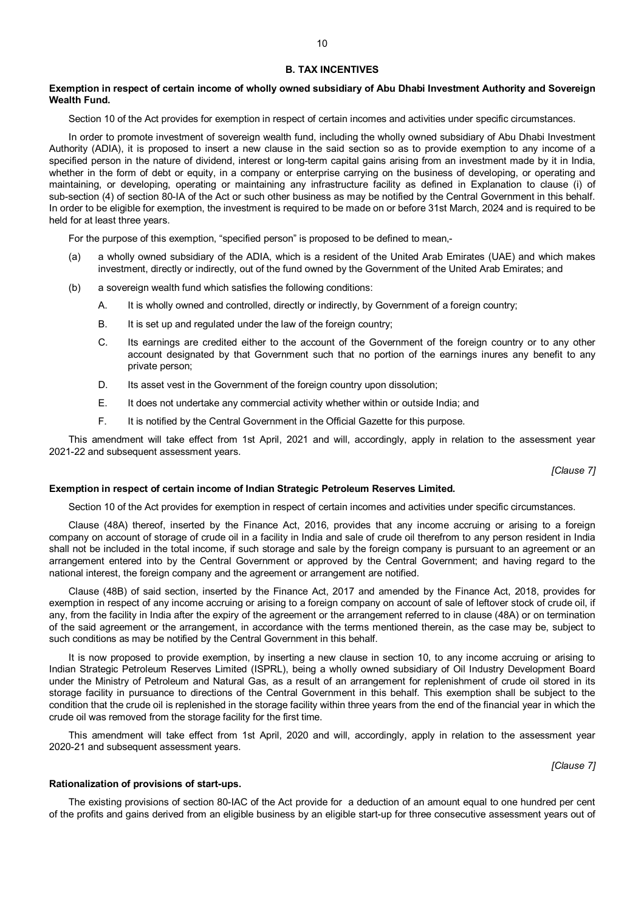## B. TAX INCENTIVES

**Exemption in respect of certain income of wholly owned subsidiary of Abu Dhabi Investment Authority and Sovereign Wealth Fund.**

Section 10 of the Act provides for exemption in respect of certain incomes and activities under specific circumstances.

In order to promote investment of sovereign wealth fund, including the wholly owned subsidiary of Abu Dhabi Investment Authority (ADIA), it is proposed to insert a new clause in the said section so as to provide exemption to any income of a specified person in the nature of dividend, interest or long-term capital gains arising from an investment made by it in India, whether in the form of debt or equity, in a company or enterprise carrying on the business of developing, or operating and maintaining, or developing, operating or maintaining any infrastructure facility as defined in Explanation to clause (i) of sub-section (4) of section 80-IA of the Act or such other business as may be notified by the Central Government in this behalf. In order to be eligible for exemption, the investment is required to be made on or before 31st March, 2024 and is required to be held for at least three years.

For the purpose of this exemption, "specified person" is proposed to be defined to mean,-

(a) a wholly owned subsidiary of the ADIA, which is a resident of the United Arab Emirates (UAE) and which makes investment, directly or indirectly, out of the fund owned by the Government of the United Arab Emirates; and

(b) a sovereign wealth fund which satisfies the following conditions:

  A. It is wholly owned and controlled, directly or indirectly, by Government of a foreign country;

  B. It is set up and regulated under the law of the foreign country;

  C. Its earnings are credited either to the account of the Government of the foreign country or to any other account designated by that Government such that no portion of the earnings inures any benefit to any private person;

  D. Its asset vest in the Government of the foreign country upon dissolution;

  E. It does not undertake any commercial activity whether within or outside India; and

  F. It is notified by the Central Government in the Official Gazette for this purpose.

This amendment will take effect from 1st April, 2021 and will, accordingly, apply in relation to the assessment year 2021-22 and subsequent assessment years.

*[Clause 7]*

**Exemption in respect of certain income of Indian Strategic Petroleum Reserves Limited.**

Section 10 of the Act provides for exemption in respect of certain incomes and activities under specific circumstances.

Clause (48A) thereof, inserted by the Finance Act, 2016, provides that any income accruing or arising to a foreign company on account of storage of crude oil in a facility in India and sale of crude oil therefrom to any person resident in India shall not be included in the total income, if such storage and sale by the foreign company is pursuant to an agreement or an arrangement entered into by the Central Government or approved by the Central Government; and having regard to the national interest, the foreign company and the agreement or arrangement are notified.

Clause (48B) of said section, inserted by the Finance Act, 2017 and amended by the Finance Act, 2018, provides for exemption in respect of any income accruing or arising to a foreign company on account of sale of leftover stock of crude oil, if any, from the facility in India after the expiry of the agreement or the arrangement referred to in clause (48A) or on termination of the said agreement or the arrangement, in accordance with the terms mentioned therein, as the case may be, subject to such conditions as may be notified by the Central Government in this behalf.

It is now proposed to provide exemption, by inserting a new clause in section 10, to any income accruing or arising to Indian Strategic Petroleum Reserves Limited (ISPRL), being a wholly owned subsidiary of Oil Industry Development Board under the Ministry of Petroleum and Natural Gas, as a result of an arrangement for replenishment of crude oil stored in its storage facility in pursuance to directions of the Central Government in this behalf. This exemption shall be subject to the condition that the crude oil is replenished in the storage facility within three years from the end of the financial year in which the crude oil was removed from the storage facility for the first time.

This amendment will take effect from 1st April, 2020 and will, accordingly, apply in relation to the assessment year 2020-21 and subsequent assessment years.

*[Clause 7]*

**Rationalization of provisions of start-ups.**

The existing provisions of section 80-IAC of the Act provide for a deduction of an amount equal to one hundred per cent of the profits and gains derived from an eligible business by an eligible start-up for three consecutive assessment years out of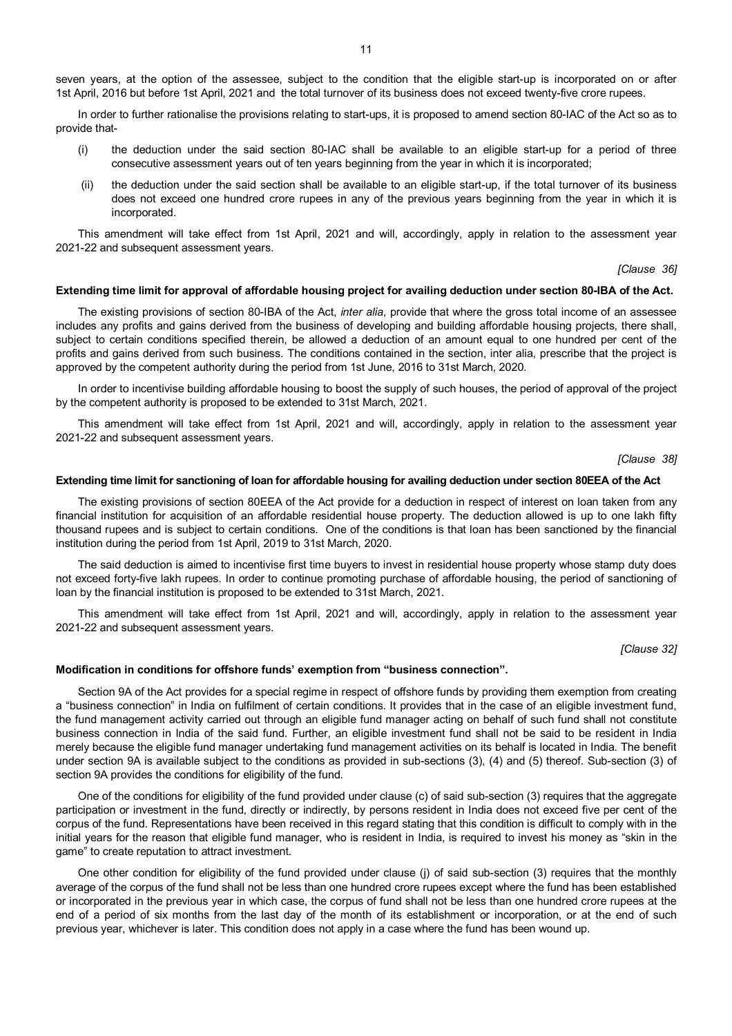seven years, at the option of the assessee, subject to the condition that the eligible start-up is incorporated on or after 1st April, 2016 but before 1st April, 2021 and the total turnover of its business does not exceed twenty-five crore rupees.

In order to further rationalise the provisions relating to start-ups, it is proposed to amend section 80-IAC of the Act so as to provide that-

(i) the deduction under the said section 80-IAC shall be available to an eligible start-up for a period of three consecutive assessment years out of ten years beginning from the year in which it is incorporated;

(ii) the deduction under the said section shall be available to an eligible start-up, if the total turnover of its business does not exceed one hundred crore rupees in any of the previous years beginning from the year in which it is incorporated.

This amendment will take effect from 1st April, 2021 and will, accordingly, apply in relation to the assessment year 2021-22 and subsequent assessment years.

*[Clause 36]*

**Extending time limit for approval of affordable housing project for availing deduction under section 80-IBA of the Act.**

The existing provisions of section 80-IBA of the Act, *inter alia*, provide that where the gross total income of an assessee includes any profits and gains derived from the business of developing and building affordable housing projects, there shall, subject to certain conditions specified therein, be allowed a deduction of an amount equal to one hundred per cent of the profits and gains derived from such business. The conditions contained in the section, inter alia, prescribe that the project is approved by the competent authority during the period from 1st June, 2016 to 31st March, 2020.

In order to incentivise building affordable housing to boost the supply of such houses, the period of approval of the project by the competent authority is proposed to be extended to 31st March, 2021.

This amendment will take effect from 1st April, 2021 and will, accordingly, apply in relation to the assessment year 2021-22 and subsequent assessment years.

*[Clause 38]*

**Extending time limit for sanctioning of loan for affordable housing for availing deduction under section 80EEA of the Act**

The existing provisions of section 80EEA of the Act provide for a deduction in respect of interest on loan taken from any financial institution for acquisition of an affordable residential house property. The deduction allowed is up to one lakh fifty thousand rupees and is subject to certain conditions. One of the conditions is that loan has been sanctioned by the financial institution during the period from 1st April, 2019 to 31st March, 2020.

The said deduction is aimed to incentivise first time buyers to invest in residential house property whose stamp duty does not exceed forty-five lakh rupees. In order to continue promoting purchase of affordable housing, the period of sanctioning of loan by the financial institution is proposed to be extended to 31st March, 2021.

This amendment will take effect from 1st April, 2021 and will, accordingly, apply in relation to the assessment year 2021-22 and subsequent assessment years.

*[Clause 32]*

**Modification in conditions for offshore funds' exemption from "business connection".**

Section 9A of the Act provides for a special regime in respect of offshore funds by providing them exemption from creating a "business connection" in India on fulfilment of certain conditions. It provides that in the case of an eligible investment fund, the fund management activity carried out through an eligible fund manager acting on behalf of such fund shall not constitute business connection in India of the said fund. Further, an eligible investment fund shall not be said to be resident in India merely because the eligible fund manager undertaking fund management activities on its behalf is located in India. The benefit under section 9A is available subject to the conditions as provided in sub-sections (3), (4) and (5) thereof. Sub-section (3) of section 9A provides the conditions for eligibility of the fund.

One of the conditions for eligibility of the fund provided under clause (c) of said sub-section (3) requires that the aggregate participation or investment in the fund, directly or indirectly, by persons resident in India does not exceed five per cent of the corpus of the fund. Representations have been received in this regard stating that this condition is difficult to comply with in the initial years for the reason that eligible fund manager, who is resident in India, is required to invest his money as "skin in the game" to create reputation to attract investment.

One other condition for eligibility of the fund provided under clause (j) of said sub-section (3) requires that the monthly average of the corpus of the fund shall not be less than one hundred crore rupees except where the fund has been established or incorporated in the previous year in which case, the corpus of fund shall not be less than one hundred crore rupees at the end of a period of six months from the last day of the month of its establishment or incorporation, or at the end of such previous year, whichever is later. This condition does not apply in a case where the fund has been wound up.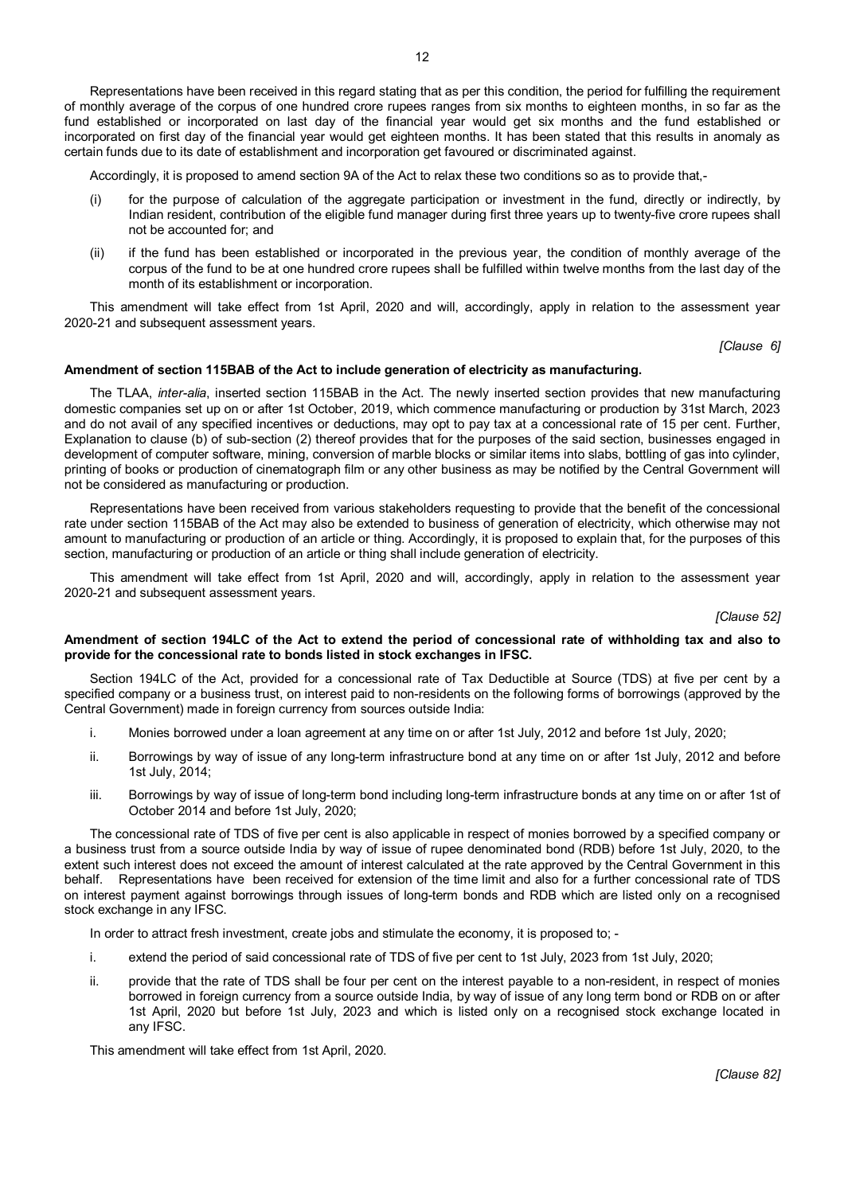Representations have been received in this regard stating that as per this condition, the period for fulfilling the requirement of monthly average of the corpus of one hundred crore rupees ranges from six months to eighteen months, in so far as the fund established or incorporated on last day of the financial year would get six months and the fund established or incorporated on first day of the financial year would get eighteen months. It has been stated that this results in anomaly as certain funds due to its date of establishment and incorporation get favoured or discriminated against.

Accordingly, it is proposed to amend section 9A of the Act to relax these two conditions so as to provide that,-

(i) for the purpose of calculation of the aggregate participation or investment in the fund, directly or indirectly, by Indian resident, contribution of the eligible fund manager during first three years up to twenty-five crore rupees shall not be accounted for; and

(ii) if the fund has been established or incorporated in the previous year, the condition of monthly average of the corpus of the fund to be at one hundred crore rupees shall be fulfilled within twelve months from the last day of the month of its establishment or incorporation.

This amendment will take effect from 1st April, 2020 and will, accordingly, apply in relation to the assessment year 2020-21 and subsequent assessment years.

*[Clause 6]*

**Amendment of section 115BAB of the Act to include generation of electricity as manufacturing.**

The TLAA, *inter-alia*, inserted section 115BAB in the Act. The newly inserted section provides that new manufacturing domestic companies set up on or after 1st October, 2019, which commence manufacturing or production by 31st March, 2023 and do not avail of any specified incentives or deductions, may opt to pay tax at a concessional rate of 15 per cent. Further, Explanation to clause (b) of sub-section (2) thereof provides that for the purposes of the said section, businesses engaged in development of computer software, mining, conversion of marble blocks or similar items into slabs, bottling of gas into cylinder, printing of books or production of cinematograph film or any other business as may be notified by the Central Government will not be considered as manufacturing or production.

Representations have been received from various stakeholders requesting to provide that the benefit of the concessional rate under section 115BAB of the Act may also be extended to business of generation of electricity, which otherwise may not amount to manufacturing or production of an article or thing. Accordingly, it is proposed to explain that, for the purposes of this section, manufacturing or production of an article or thing shall include generation of electricity.

This amendment will take effect from 1st April, 2020 and will, accordingly, apply in relation to the assessment year 2020-21 and subsequent assessment years.

*[Clause 52]*

**Amendment of section 194LC of the Act to extend the period of concessional rate of withholding tax and also to provide for the concessional rate to bonds listed in stock exchanges in IFSC.**

Section 194LC of the Act, provided for a concessional rate of Tax Deductible at Source (TDS) at five per cent by a specified company or a business trust, on interest paid to non-residents on the following forms of borrowings (approved by the Central Government) made in foreign currency from sources outside India:

i. Monies borrowed under a loan agreement at any time on or after 1st July, 2012 and before 1st July, 2020;

ii. Borrowings by way of issue of any long-term infrastructure bond at any time on or after 1st July, 2012 and before 1st July, 2014;

iii. Borrowings by way of issue of long-term bond including long-term infrastructure bonds at any time on or after 1st of October 2014 and before 1st July, 2020;

The concessional rate of TDS of five per cent is also applicable in respect of monies borrowed by a specified company or a business trust from a source outside India by way of issue of rupee denominated bond (RDB) before 1st July, 2020, to the extent such interest does not exceed the amount of interest calculated at the rate approved by the Central Government in this behalf. Representations have been received for extension of the time limit and also for a further concessional rate of TDS on interest payment against borrowings through issues of long-term bonds and RDB which are listed only on a recognised stock exchange in any IFSC.

In order to attract fresh investment, create jobs and stimulate the economy, it is proposed to; -

i. extend the period of said concessional rate of TDS of five per cent to 1st July, 2023 from 1st July, 2020;

ii. provide that the rate of TDS shall be four per cent on the interest payable to a non-resident, in respect of monies borrowed in foreign currency from a source outside India, by way of issue of any long term bond or RDB on or after 1st April, 2020 but before 1st July, 2023 and which is listed only on a recognised stock exchange located in any IFSC.

This amendment will take effect from 1st April, 2020.

*[Clause 82]*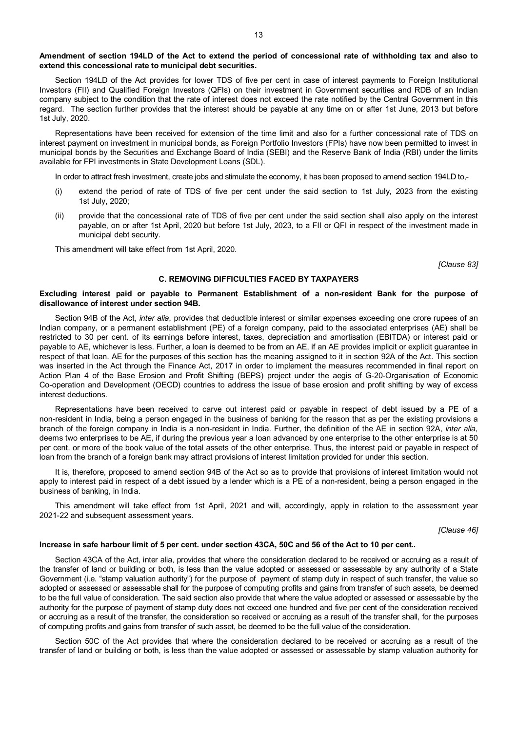**Amendment of section 194LD of the Act to extend the period of concessional rate of withholding tax and also to extend this concessional rate to municipal debt securities.**

Section 194LD of the Act provides for lower TDS of five per cent in case of interest payments to Foreign Institutional Investors (FII) and Qualified Foreign Investors (QFIs) on their investment in Government securities and RDB of an Indian company subject to the condition that the rate of interest does not exceed the rate notified by the Central Government in this regard. The section further provides that the interest should be payable at any time on or after 1st June, 2013 but before 1st July, 2020.

Representations have been received for extension of the time limit and also for a further concessional rate of TDS on interest payment on investment in municipal bonds, as Foreign Portfolio Investors (FPIs) have now been permitted to invest in municipal bonds by the Securities and Exchange Board of India (SEBI) and the Reserve Bank of India (RBI) under the limits available for FPI investments in State Development Loans (SDL).

In order to attract fresh investment, create jobs and stimulate the economy, it has been proposed to amend section 194LD to,-

(i) extend the period of rate of TDS of five per cent under the said section to 1st July, 2023 from the existing 1st July, 2020;

(ii) provide that the concessional rate of TDS of five per cent under the said section shall also apply on the interest payable, on or after 1st April, 2020 but before 1st July, 2023, to a FII or QFI in respect of the investment made in municipal debt security.

This amendment will take effect from 1st April, 2020.

*[Clause 83]*

## C. REMOVING DIFFICULTIES FACED BY TAXPAYERS

**Excluding interest paid or payable to Permanent Establishment of a non-resident Bank for the purpose of disallowance of interest under section 94B.**

Section 94B of the Act, *inter alia*, provides that deductible interest or similar expenses exceeding one crore rupees of an Indian company, or a permanent establishment (PE) of a foreign company, paid to the associated enterprises (AE) shall be restricted to 30 per cent. of its earnings before interest, taxes, depreciation and amortisation (EBITDA) or interest paid or payable to AE, whichever is less. Further, a loan is deemed to be from an AE, if an AE provides implicit or explicit guarantee in respect of that loan. AE for the purposes of this section has the meaning assigned to it in section 92A of the Act. This section was inserted in the Act through the Finance Act, 2017 in order to implement the measures recommended in final report on Action Plan 4 of the Base Erosion and Profit Shifting (BEPS) project under the aegis of G-20-Organisation of Economic Co-operation and Development (OECD) countries to address the issue of base erosion and profit shifting by way of excess interest deductions.

Representations have been received to carve out interest paid or payable in respect of debt issued by a PE of a non-resident in India, being a person engaged in the business of banking for the reason that as per the existing provisions a branch of the foreign company in India is a non-resident in India. Further, the definition of the AE in section 92A, *inter alia*, deems two enterprises to be AE, if during the previous year a loan advanced by one enterprise to the other enterprise is at 50 per cent. or more of the book value of the total assets of the other enterprise. Thus, the interest paid or payable in respect of loan from the branch of a foreign bank may attract provisions of interest limitation provided for under this section.

It is, therefore, proposed to amend section 94B of the Act so as to provide that provisions of interest limitation would not apply to interest paid in respect of a debt issued by a lender which is a PE of a non-resident, being a person engaged in the business of banking, in India.

This amendment will take effect from 1st April, 2021 and will, accordingly, apply in relation to the assessment year 2021-22 and subsequent assessment years.

*[Clause 46]*

**Increase in safe harbour limit of 5 per cent. under section 43CA, 50C and 56 of the Act to 10 per cent..**

Section 43CA of the Act, inter alia, provides that where the consideration declared to be received or accruing as a result of the transfer of land or building or both, is less than the value adopted or assessed or assessable by any authority of a State Government (i.e. "stamp valuation authority") for the purpose of payment of stamp duty in respect of such transfer, the value so adopted or assessed or assessable shall for the purpose of computing profits and gains from transfer of such assets, be deemed to be the full value of consideration. The said section also provide that where the value adopted or assessed or assessable by the authority for the purpose of payment of stamp duty does not exceed one hundred and five per cent of the consideration received or accruing as a result of the transfer, the consideration so received or accruing as a result of the transfer shall, for the purposes of computing profits and gains from transfer of such asset, be deemed to be the full value of the consideration.

Section 50C of the Act provides that where the consideration declared to be received or accruing as a result of the transfer of land or building or both, is less than the value adopted or assessed or assessable by stamp valuation authority for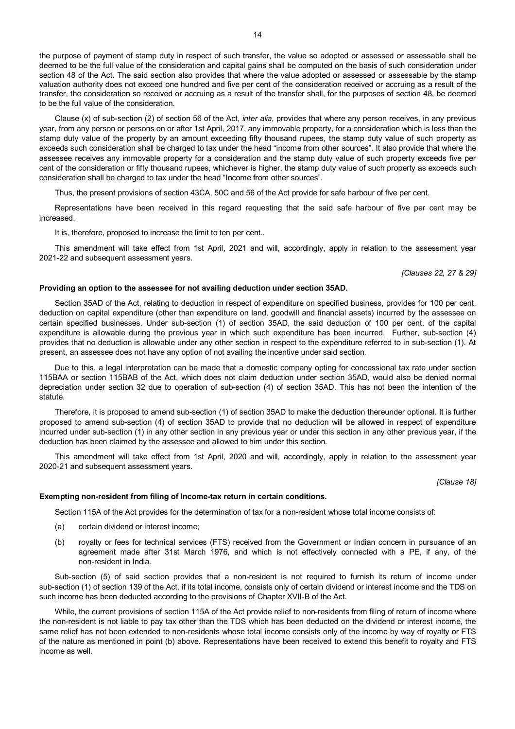the purpose of payment of stamp duty in respect of such transfer, the value so adopted or assessed or assessable shall be deemed to be the full value of the consideration and capital gains shall be computed on the basis of such consideration under section 48 of the Act. The said section also provides that where the value adopted or assessed or assessable by the stamp valuation authority does not exceed one hundred and five per cent of the consideration received or accruing as a result of the transfer, the consideration so received or accruing as a result of the transfer shall, for the purposes of section 48, be deemed to be the full value of the consideration.

Clause (x) of sub-section (2) of section 56 of the Act, *inter alia*, provides that where any person receives, in any previous year, from any person or persons on or after 1st April, 2017, any immovable property, for a consideration which is less than the stamp duty value of the property by an amount exceeding fifty thousand rupees, the stamp duty value of such property as exceeds such consideration shall be charged to tax under the head "income from other sources". It also provide that where the assessee receives any immovable property for a consideration and the stamp duty value of such property exceeds five per cent of the consideration or fifty thousand rupees, whichever is higher, the stamp duty value of such property as exceeds such consideration shall be charged to tax under the head "Income from other sources".

Thus, the present provisions of section 43CA, 50C and 56 of the Act provide for safe harbour of five per cent.

Representations have been received in this regard requesting that the said safe harbour of five per cent may be increased.

It is, therefore, proposed to increase the limit to ten per cent..

This amendment will take effect from 1st April, 2021 and will, accordingly, apply in relation to the assessment year 2021-22 and subsequent assessment years.

*[Clauses 22, 27 & 29]*

**Providing an option to the assessee for not availing deduction under section 35AD.**

Section 35AD of the Act, relating to deduction in respect of expenditure on specified business, provides for 100 per cent. deduction on capital expenditure (other than expenditure on land, goodwill and financial assets) incurred by the assessee on certain specified businesses. Under sub-section (1) of section 35AD, the said deduction of 100 per cent. of the capital expenditure is allowable during the previous year in which such expenditure has been incurred. Further, sub-section (4) provides that no deduction is allowable under any other section in respect to the expenditure referred to in sub-section (1). At present, an assessee does not have any option of not availing the incentive under said section.

Due to this, a legal interpretation can be made that a domestic company opting for concessional tax rate under section 115BAA or section 115BAB of the Act, which does not claim deduction under section 35AD, would also be denied normal depreciation under section 32 due to operation of sub-section (4) of section 35AD. This has not been the intention of the statute.

Therefore, it is proposed to amend sub-section (1) of section 35AD to make the deduction thereunder optional. It is further proposed to amend sub-section (4) of section 35AD to provide that no deduction will be allowed in respect of expenditure incurred under sub-section (1) in any other section in any previous year or under this section in any other previous year, if the deduction has been claimed by the assessee and allowed to him under this section.

This amendment will take effect from 1st April, 2020 and will, accordingly, apply in relation to the assessment year 2020-21 and subsequent assessment years.

*[Clause 18]*

**Exempting non-resident from filing of Income-tax return in certain conditions.**

Section 115A of the Act provides for the determination of tax for a non-resident whose total income consists of:

(a) certain dividend or interest income;

(b) royalty or fees for technical services (FTS) received from the Government or Indian concern in pursuance of an agreement made after 31st March 1976, and which is not effectively connected with a PE, if any, of the non-resident in India.

Sub-section (5) of said section provides that a non-resident is not required to furnish its return of income under sub-section (1) of section 139 of the Act, if its total income, consists only of certain dividend or interest income and the TDS on such income has been deducted according to the provisions of Chapter XVII-B of the Act.

While, the current provisions of section 115A of the Act provide relief to non-residents from filing of return of income where the non-resident is not liable to pay tax other than the TDS which has been deducted on the dividend or interest income, the same relief has not been extended to non-residents whose total income consists only of the income by way of royalty or FTS of the nature as mentioned in point (b) above. Representations have been received to extend this benefit to royalty and FTS income as well.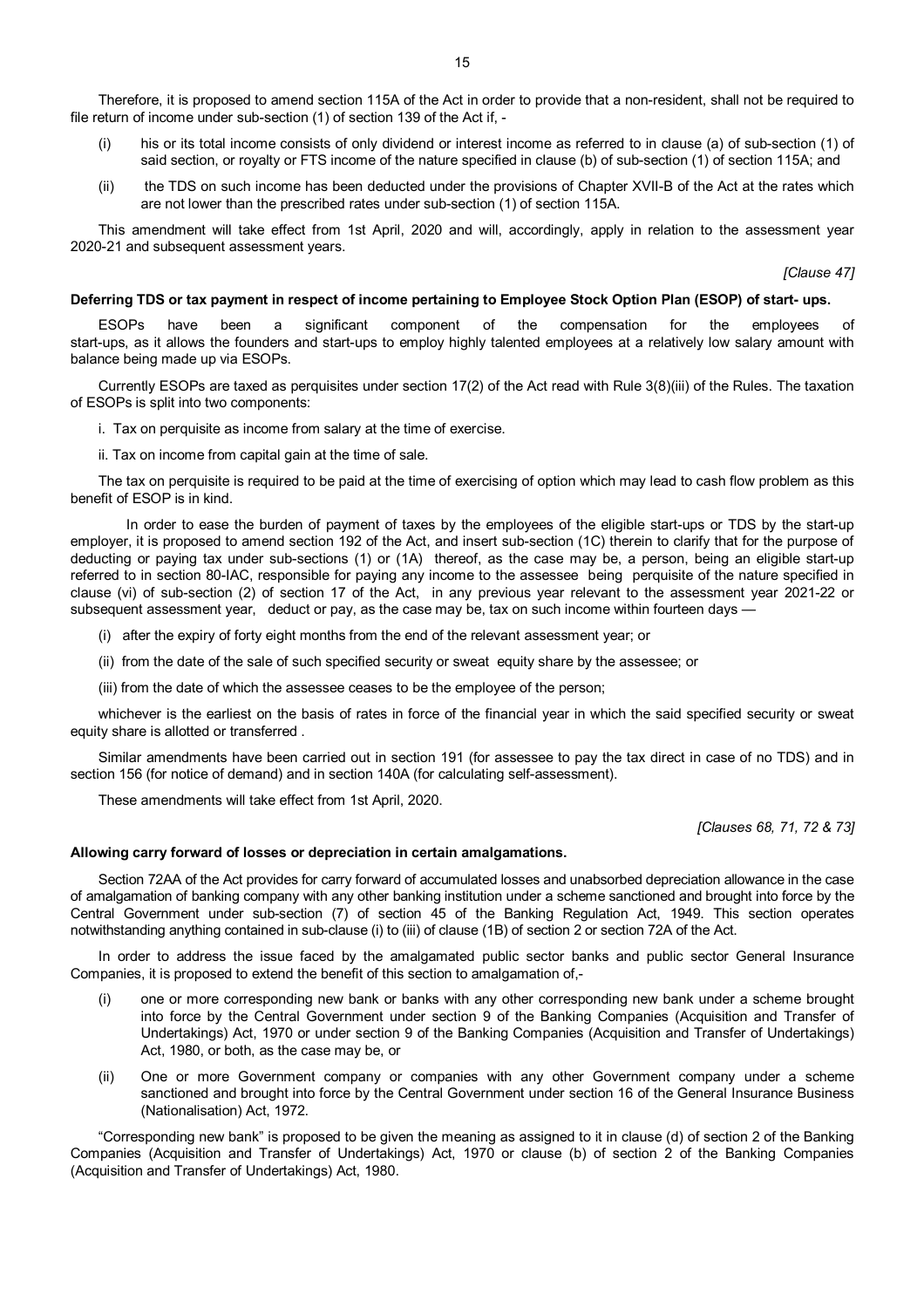Therefore, it is proposed to amend section 115A of the Act in order to provide that a non-resident, shall not be required to file return of income under sub-section (1) of section 139 of the Act if, -

(i) his or its total income consists of only dividend or interest income as referred to in clause (a) of sub-section (1) of said section, or royalty or FTS income of the nature specified in clause (b) of sub-section (1) of section 115A; and

(ii) the TDS on such income has been deducted under the provisions of Chapter XVII-B of the Act at the rates which are not lower than the prescribed rates under sub-section (1) of section 115A.

This amendment will take effect from 1st April, 2020 and will, accordingly, apply in relation to the assessment year 2020-21 and subsequent assessment years.

*[Clause 47]*

**Deferring TDS or tax payment in respect of income pertaining to Employee Stock Option Plan (ESOP) of start- ups.**

ESOPs have been a significant component of the compensation for the employees of start-ups, as it allows the founders and start-ups to employ highly talented employees at a relatively low salary amount with balance being made up via ESOPs.

Currently ESOPs are taxed as perquisites under section 17(2) of the Act read with Rule 3(8)(iii) of the Rules. The taxation of ESOPs is split into two components:

i. Tax on perquisite as income from salary at the time of exercise.

ii. Tax on income from capital gain at the time of sale.

The tax on perquisite is required to be paid at the time of exercising of option which may lead to cash flow problem as this benefit of ESOP is in kind.

In order to ease the burden of payment of taxes by the employees of the eligible start-ups or TDS by the start-up employer, it is proposed to amend section 192 of the Act, and insert sub-section (1C) therein to clarify that for the purpose of deducting or paying tax under sub-sections (1) or (1A) thereof, as the case may be, a person, being an eligible start-up referred to in section 80-IAC, responsible for paying any income to the assessee being perquisite of the nature specified in clause (vi) of sub-section (2) of section 17 of the Act, in any previous year relevant to the assessment year 2021-22 or subsequent assessment year, deduct or pay, as the case may be, tax on such income within fourteen days —

(i) after the expiry of forty eight months from the end of the relevant assessment year; or

(ii) from the date of the sale of such specified security or sweat equity share by the assessee; or

(iii) from the date of which the assessee ceases to be the employee of the person;

whichever is the earliest on the basis of rates in force of the financial year in which the said specified security or sweat equity share is allotted or transferred .

Similar amendments have been carried out in section 191 (for assessee to pay the tax direct in case of no TDS) and in section 156 (for notice of demand) and in section 140A (for calculating self-assessment).

These amendments will take effect from 1st April, 2020.

*[Clauses 68, 71, 72 & 73]*

**Allowing carry forward of losses or depreciation in certain amalgamations.**

Section 72AA of the Act provides for carry forward of accumulated losses and unabsorbed depreciation allowance in the case of amalgamation of banking company with any other banking institution under a scheme sanctioned and brought into force by the Central Government under sub-section (7) of section 45 of the Banking Regulation Act, 1949. This section operates notwithstanding anything contained in sub-clause (i) to (iii) of clause (1B) of section 2 or section 72A of the Act.

In order to address the issue faced by the amalgamated public sector banks and public sector General Insurance Companies, it is proposed to extend the benefit of this section to amalgamation of,-

(i) one or more corresponding new bank or banks with any other corresponding new bank under a scheme brought into force by the Central Government under section 9 of the Banking Companies (Acquisition and Transfer of Undertakings) Act, 1970 or under section 9 of the Banking Companies (Acquisition and Transfer of Undertakings) Act, 1980, or both, as the case may be, or

(ii) One or more Government company or companies with any other Government company under a scheme sanctioned and brought into force by the Central Government under section 16 of the General Insurance Business (Nationalisation) Act, 1972.

"Corresponding new bank" is proposed to be given the meaning as assigned to it in clause (d) of section 2 of the Banking Companies (Acquisition and Transfer of Undertakings) Act, 1970 or clause (b) of section 2 of the Banking Companies (Acquisition and Transfer of Undertakings) Act, 1980.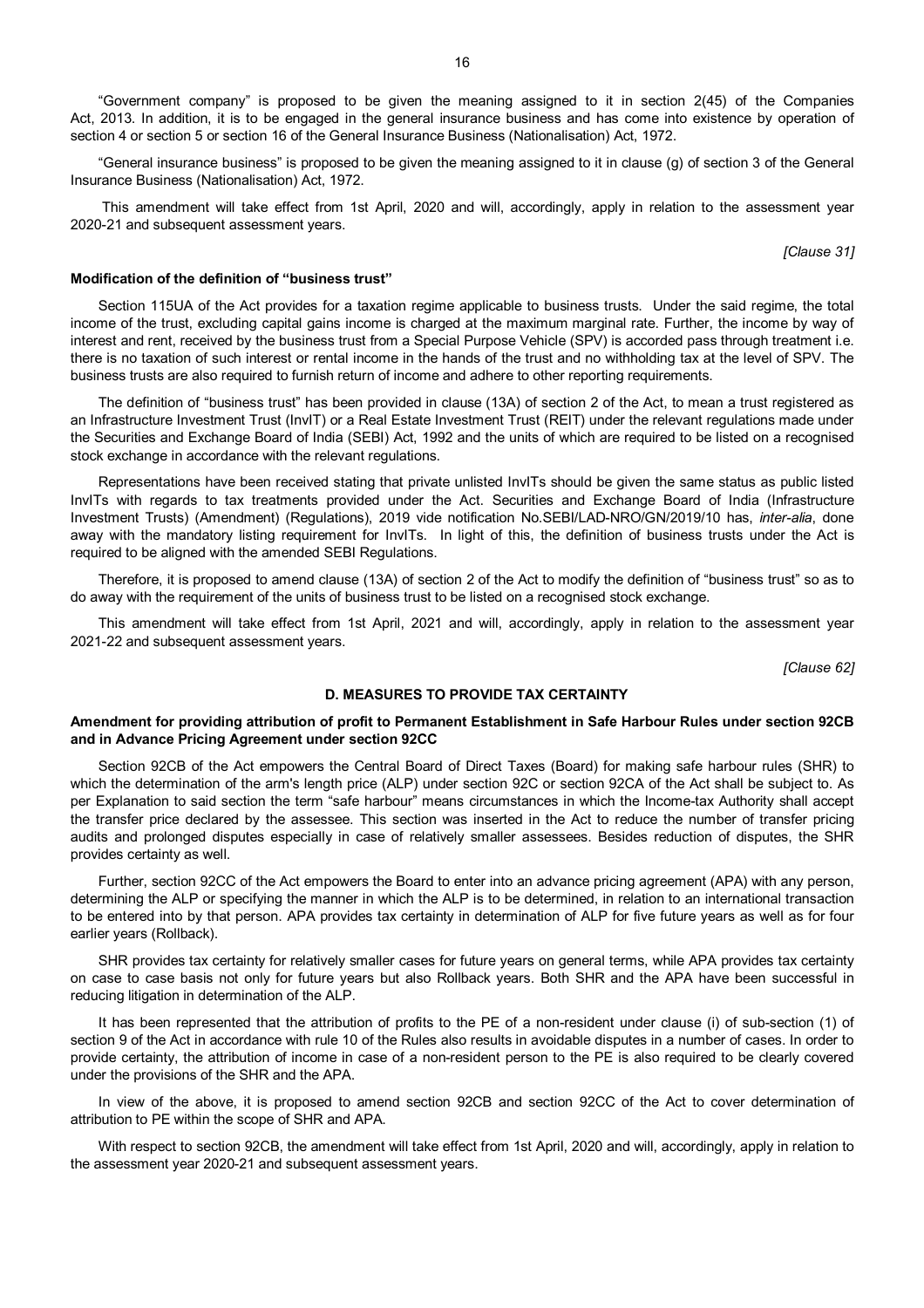"Government company" is proposed to be given the meaning assigned to it in section 2(45) of the Companies Act, 2013. In addition, it is to be engaged in the general insurance business and has come into existence by operation of section 4 or section 5 or section 16 of the General Insurance Business (Nationalisation) Act, 1972.

"General insurance business" is proposed to be given the meaning assigned to it in clause (g) of section 3 of the General Insurance Business (Nationalisation) Act, 1972.

This amendment will take effect from 1st April, 2020 and will, accordingly, apply in relation to the assessment year 2020-21 and subsequent assessment years.

*[Clause 31]*

**Modification of the definition of "business trust"**

Section 115UA of the Act provides for a taxation regime applicable to business trusts. Under the said regime, the total income of the trust, excluding capital gains income is charged at the maximum marginal rate. Further, the income by way of interest and rent, received by the business trust from a Special Purpose Vehicle (SPV) is accorded pass through treatment i.e. there is no taxation of such interest or rental income in the hands of the trust and no withholding tax at the level of SPV. The business trusts are also required to furnish return of income and adhere to other reporting requirements.

The definition of "business trust" has been provided in clause (13A) of section 2 of the Act, to mean a trust registered as an Infrastructure Investment Trust (InvIT) or a Real Estate Investment Trust (REIT) under the relevant regulations made under the Securities and Exchange Board of India (SEBI) Act, 1992 and the units of which are required to be listed on a recognised stock exchange in accordance with the relevant regulations.

Representations have been received stating that private unlisted InvITs should be given the same status as public listed InvITs with regards to tax treatments provided under the Act. Securities and Exchange Board of India (Infrastructure Investment Trusts) (Amendment) (Regulations), 2019 vide notification No.SEBI/LAD-NRO/GN/2019/10 has, *inter-alia*, done away with the mandatory listing requirement for InvITs. In light of this, the definition of business trusts under the Act is required to be aligned with the amended SEBI Regulations.

Therefore, it is proposed to amend clause (13A) of section 2 of the Act to modify the definition of "business trust" so as to do away with the requirement of the units of business trust to be listed on a recognised stock exchange.

This amendment will take effect from 1st April, 2021 and will, accordingly, apply in relation to the assessment year 2021-22 and subsequent assessment years.

*[Clause 62]*

## D. MEASURES TO PROVIDE TAX CERTAINTY

**Amendment for providing attribution of profit to Permanent Establishment in Safe Harbour Rules under section 92CB and in Advance Pricing Agreement under section 92CC**

Section 92CB of the Act empowers the Central Board of Direct Taxes (Board) for making safe harbour rules (SHR) to which the determination of the arm's length price (ALP) under section 92C or section 92CA of the Act shall be subject to. As per Explanation to said section the term "safe harbour" means circumstances in which the Income-tax Authority shall accept the transfer price declared by the assessee. This section was inserted in the Act to reduce the number of transfer pricing audits and prolonged disputes especially in case of relatively smaller assessees. Besides reduction of disputes, the SHR provides certainty as well.

Further, section 92CC of the Act empowers the Board to enter into an advance pricing agreement (APA) with any person, determining the ALP or specifying the manner in which the ALP is to be determined, in relation to an international transaction to be entered into by that person. APA provides tax certainty in determination of ALP for five future years as well as for four earlier years (Rollback).

SHR provides tax certainty for relatively smaller cases for future years on general terms, while APA provides tax certainty on case to case basis not only for future years but also Rollback years. Both SHR and the APA have been successful in reducing litigation in determination of the ALP.

It has been represented that the attribution of profits to the PE of a non-resident under clause (i) of sub-section (1) of section 9 of the Act in accordance with rule 10 of the Rules also results in avoidable disputes in a number of cases. In order to provide certainty, the attribution of income in case of a non-resident person to the PE is also required to be clearly covered under the provisions of the SHR and the APA.

In view of the above, it is proposed to amend section 92CB and section 92CC of the Act to cover determination of attribution to PE within the scope of SHR and APA.

With respect to section 92CB, the amendment will take effect from 1st April, 2020 and will, accordingly, apply in relation to the assessment year 2020-21 and subsequent assessment years.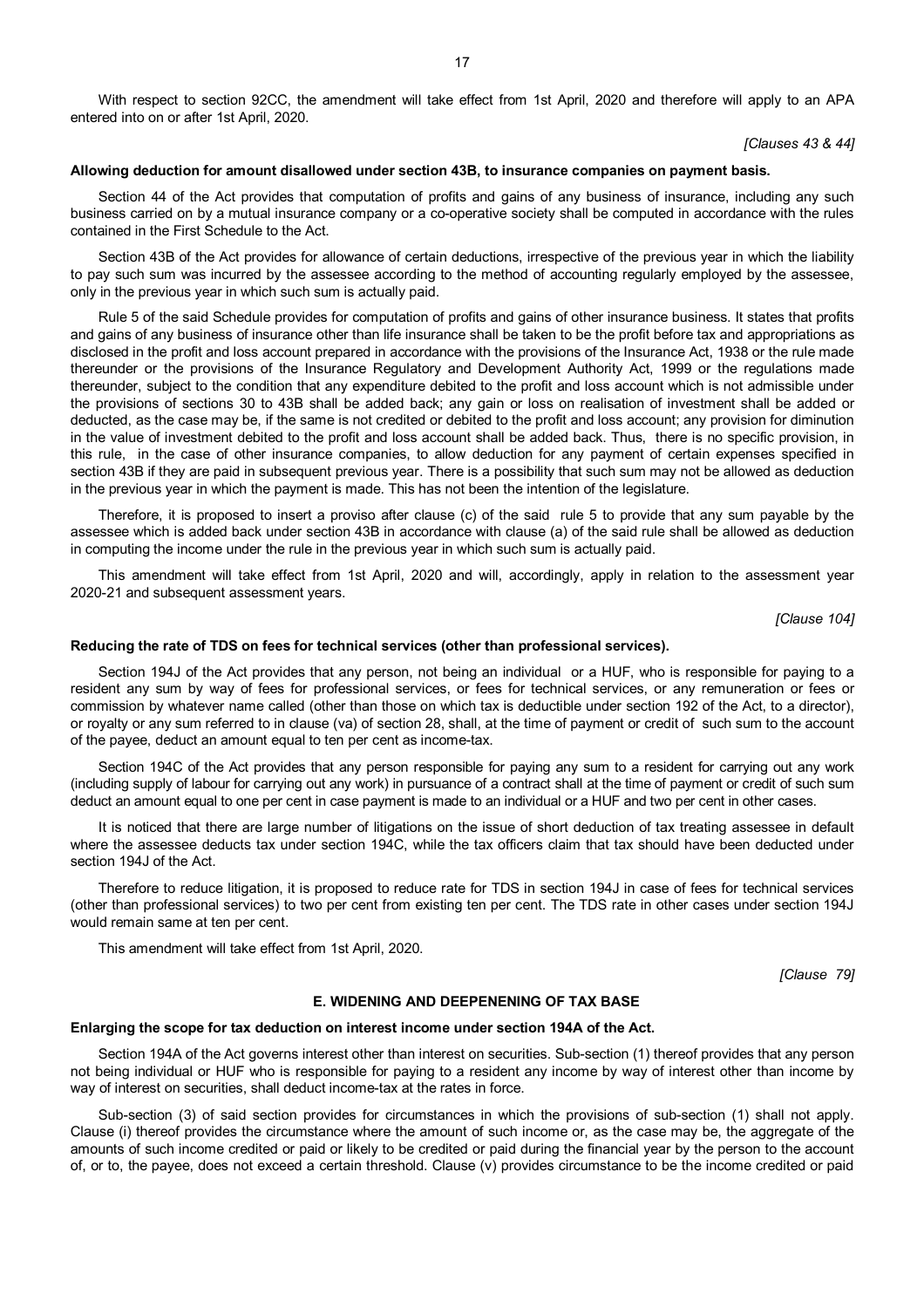With respect to section 92CC, the amendment will take effect from 1st April, 2020 and therefore will apply to an APA entered into on or after 1st April, 2020.

*[Clauses 43 & 44]*

**Allowing deduction for amount disallowed under section 43B, to insurance companies on payment basis.**

Section 44 of the Act provides that computation of profits and gains of any business of insurance, including any such business carried on by a mutual insurance company or a co-operative society shall be computed in accordance with the rules contained in the First Schedule to the Act.

Section 43B of the Act provides for allowance of certain deductions, irrespective of the previous year in which the liability to pay such sum was incurred by the assessee according to the method of accounting regularly employed by the assessee, only in the previous year in which such sum is actually paid.

Rule 5 of the said Schedule provides for computation of profits and gains of other insurance business. It states that profits and gains of any business of insurance other than life insurance shall be taken to be the profit before tax and appropriations as disclosed in the profit and loss account prepared in accordance with the provisions of the Insurance Act, 1938 or the rule made thereunder or the provisions of the Insurance Regulatory and Development Authority Act, 1999 or the regulations made thereunder, subject to the condition that any expenditure debited to the profit and loss account which is not admissible under the provisions of sections 30 to 43B shall be added back; any gain or loss on realisation of investment shall be added or deducted, as the case may be, if the same is not credited or debited to the profit and loss account; any provision for diminution in the value of investment debited to the profit and loss account shall be added back. Thus, there is no specific provision, in this rule, in the case of other insurance companies, to allow deduction for any payment of certain expenses specified in section 43B if they are paid in subsequent previous year. There is a possibility that such sum may not be allowed as deduction in the previous year in which the payment is made. This has not been the intention of the legislature.

Therefore, it is proposed to insert a proviso after clause (c) of the said rule 5 to provide that any sum payable by the assessee which is added back under section 43B in accordance with clause (a) of the said rule shall be allowed as deduction in computing the income under the rule in the previous year in which such sum is actually paid.

This amendment will take effect from 1st April, 2020 and will, accordingly, apply in relation to the assessment year 2020-21 and subsequent assessment years.

*[Clause 104]*

**Reducing the rate of TDS on fees for technical services (other than professional services).**

Section 194J of the Act provides that any person, not being an individual or a HUF, who is responsible for paying to a resident any sum by way of fees for professional services, or fees for technical services, or any remuneration or fees or commission by whatever name called (other than those on which tax is deductible under section 192 of the Act, to a director), or royalty or any sum referred to in clause (va) of section 28, shall, at the time of payment or credit of such sum to the account of the payee, deduct an amount equal to ten per cent as income-tax.

Section 194C of the Act provides that any person responsible for paying any sum to a resident for carrying out any work (including supply of labour for carrying out any work) in pursuance of a contract shall at the time of payment or credit of such sum deduct an amount equal to one per cent in case payment is made to an individual or a HUF and two per cent in other cases.

It is noticed that there are large number of litigations on the issue of short deduction of tax treating assessee in default where the assessee deducts tax under section 194C, while the tax officers claim that tax should have been deducted under section 194J of the Act.

Therefore to reduce litigation, it is proposed to reduce rate for TDS in section 194J in case of fees for technical services (other than professional services) to two per cent from existing ten per cent. The TDS rate in other cases under section 194J would remain same at ten per cent.

This amendment will take effect from 1st April, 2020.

*[Clause 79]*

## E. WIDENING AND DEEPENENING OF TAX BASE

**Enlarging the scope for tax deduction on interest income under section 194A of the Act.**

Section 194A of the Act governs interest other than interest on securities. Sub-section (1) thereof provides that any person not being individual or HUF who is responsible for paying to a resident any income by way of interest other than income by way of interest on securities, shall deduct income-tax at the rates in force.

Sub-section (3) of said section provides for circumstances in which the provisions of sub-section (1) shall not apply. Clause (i) thereof provides the circumstance where the amount of such income or, as the case may be, the aggregate of the amounts of such income credited or paid or likely to be credited or paid during the financial year by the person to the account of, or to, the payee, does not exceed a certain threshold. Clause (v) provides circumstance to be the income credited or paid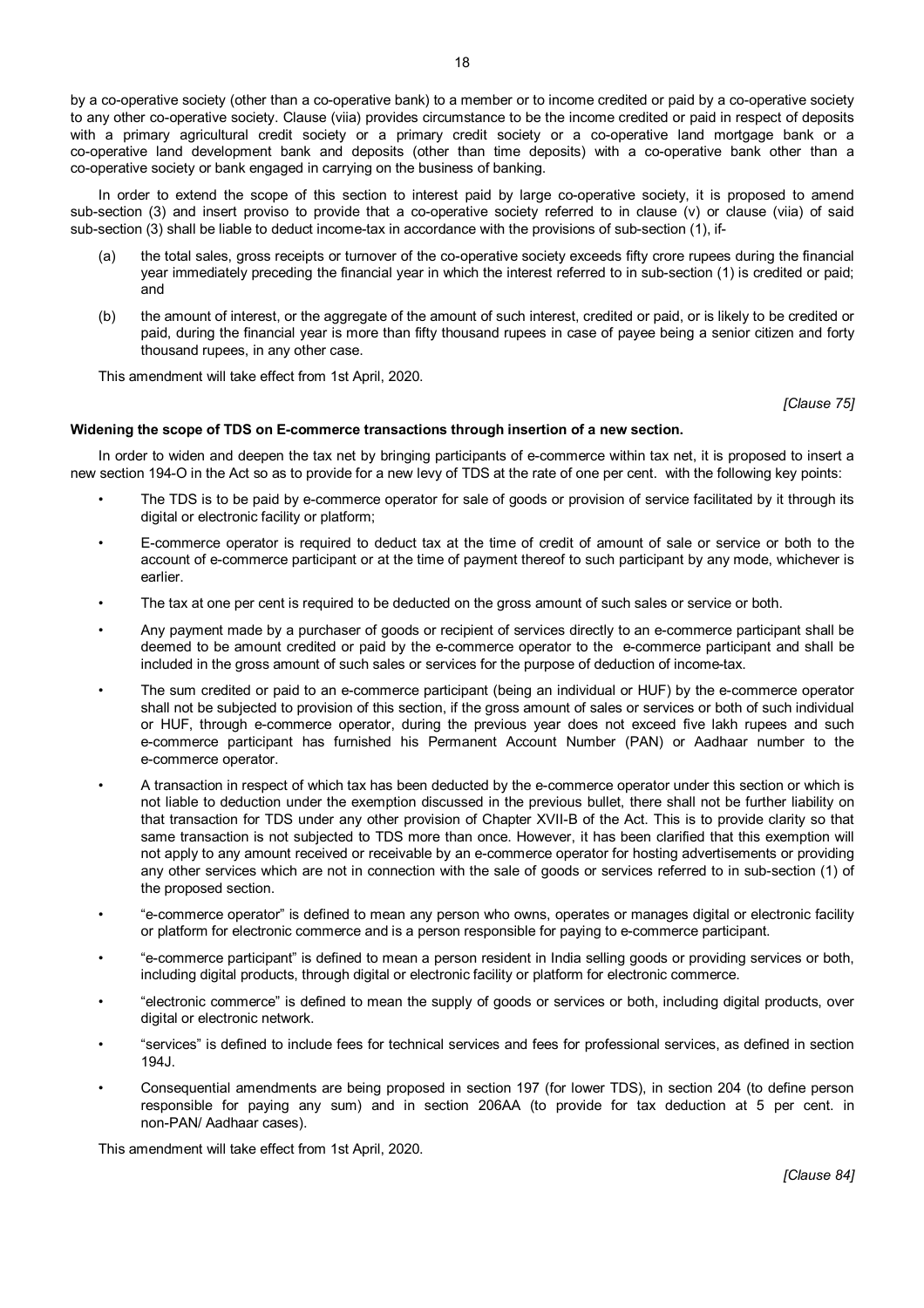by a co-operative society (other than a co-operative bank) to a member or to income credited or paid by a co-operative society to any other co-operative society. Clause (viia) provides circumstance to be the income credited or paid in respect of deposits with a primary agricultural credit society or a primary credit society or a co-operative land mortgage bank or a co-operative land development bank and deposits (other than time deposits) with a co-operative bank other than a co-operative society or bank engaged in carrying on the business of banking.

In order to extend the scope of this section to interest paid by large co-operative society, it is proposed to amend sub-section (3) and insert proviso to provide that a co-operative society referred to in clause (v) or clause (viia) of said sub-section (3) shall be liable to deduct income-tax in accordance with the provisions of sub-section (1), if-

(a) the total sales, gross receipts or turnover of the co-operative society exceeds fifty crore rupees during the financial year immediately preceding the financial year in which the interest referred to in sub-section (1) is credited or paid; and

(b) the amount of interest, or the aggregate of the amount of such interest, credited or paid, or is likely to be credited or paid, during the financial year is more than fifty thousand rupees in case of payee being a senior citizen and forty thousand rupees, in any other case.

This amendment will take effect from 1st April, 2020.

*[Clause 75]*

**Widening the scope of TDS on E-commerce transactions through insertion of a new section.**

In order to widen and deepen the tax net by bringing participants of e-commerce within tax net, it is proposed to insert a new section 194-O in the Act so as to provide for a new levy of TDS at the rate of one per cent. with the following key points:

- The TDS is to be paid by e-commerce operator for sale of goods or provision of service facilitated by it through its digital or electronic facility or platform;
- E-commerce operator is required to deduct tax at the time of credit of amount of sale or service or both to the account of e-commerce participant or at the time of payment thereof to such participant by any mode, whichever is earlier.
- The tax at one per cent is required to be deducted on the gross amount of such sales or service or both.
- Any payment made by a purchaser of goods or recipient of services directly to an e-commerce participant shall be deemed to be amount credited or paid by the e-commerce operator to the e-commerce participant and shall be included in the gross amount of such sales or services for the purpose of deduction of income-tax.
- The sum credited or paid to an e-commerce participant (being an individual or HUF) by the e-commerce operator shall not be subjected to provision of this section, if the gross amount of sales or services or both of such individual or HUF, through e-commerce operator, during the previous year does not exceed five lakh rupees and such e-commerce participant has furnished his Permanent Account Number (PAN) or Aadhaar number to the e-commerce operator.
- A transaction in respect of which tax has been deducted by the e-commerce operator under this section or which is not liable to deduction under the exemption discussed in the previous bullet, there shall not be further liability on that transaction for TDS under any other provision of Chapter XVII-B of the Act. This is to provide clarity so that same transaction is not subjected to TDS more than once. However, it has been clarified that this exemption will not apply to any amount received or receivable by an e-commerce operator for hosting advertisements or providing any other services which are not in connection with the sale of goods or services referred to in sub-section (1) of the proposed section.
- "e-commerce operator" is defined to mean any person who owns, operates or manages digital or electronic facility or platform for electronic commerce and is a person responsible for paying to e-commerce participant.
- "e-commerce participant" is defined to mean a person resident in India selling goods or providing services or both, including digital products, through digital or electronic facility or platform for electronic commerce.
- "electronic commerce" is defined to mean the supply of goods or services or both, including digital products, over digital or electronic network.
- "services" is defined to include fees for technical services and fees for professional services, as defined in section 194J.
- Consequential amendments are being proposed in section 197 (for lower TDS), in section 204 (to define person responsible for paying any sum) and in section 206AA (to provide for tax deduction at 5 per cent. in non-PAN/ Aadhaar cases).

This amendment will take effect from 1st April, 2020.

*[Clause 84]*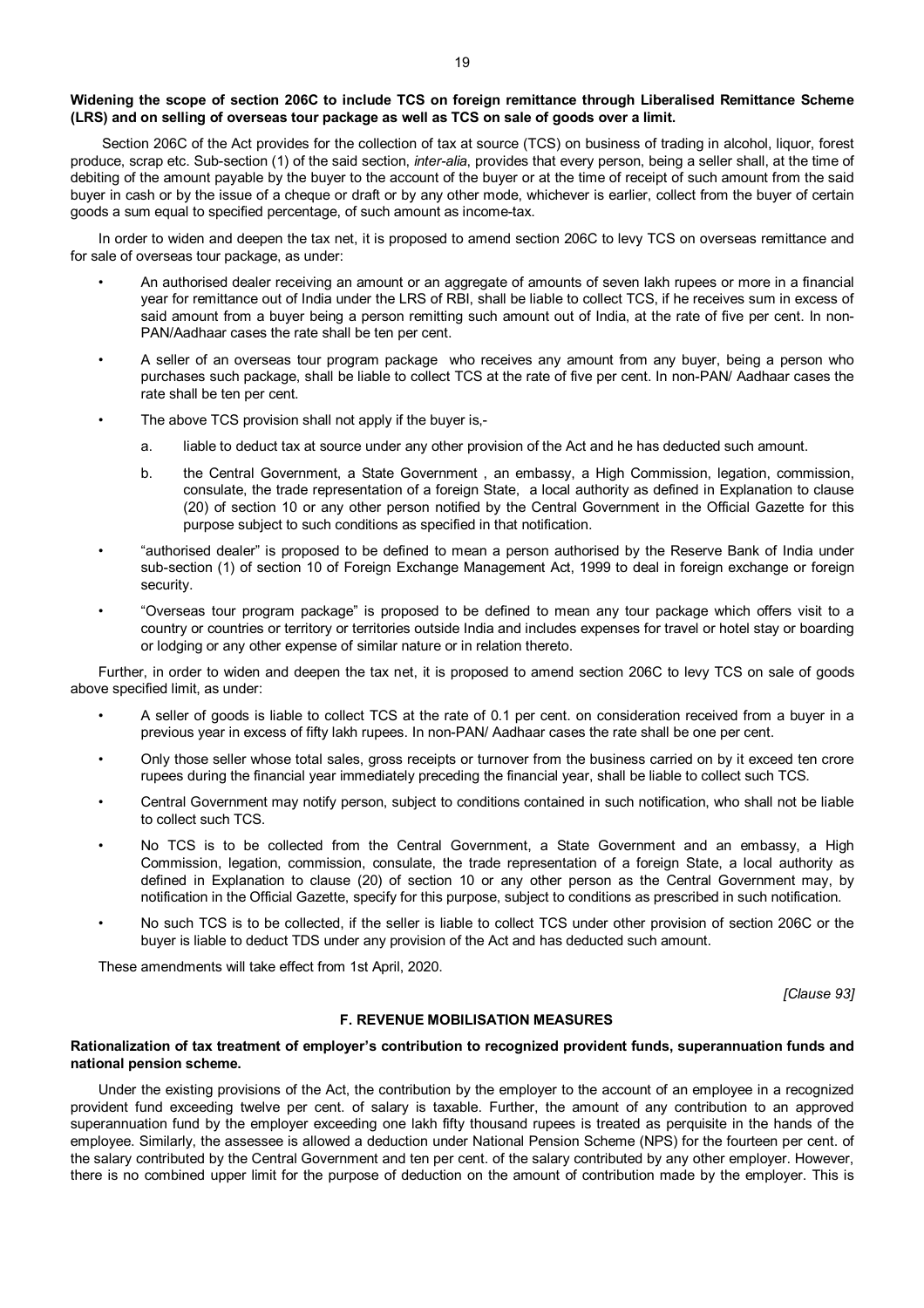**Widening the scope of section 206C to include TCS on foreign remittance through Liberalised Remittance Scheme (LRS) and on selling of overseas tour package as well as TCS on sale of goods over a limit.**

Section 206C of the Act provides for the collection of tax at source (TCS) on business of trading in alcohol, liquor, forest produce, scrap etc. Sub-section (1) of the said section, *inter-alia*, provides that every person, being a seller shall, at the time of debiting of the amount payable by the buyer to the account of the buyer or at the time of receipt of such amount from the said buyer in cash or by the issue of a cheque or draft or by any other mode, whichever is earlier, collect from the buyer of certain goods a sum equal to specified percentage, of such amount as income-tax.

In order to widen and deepen the tax net, it is proposed to amend section 206C to levy TCS on overseas remittance and for sale of overseas tour package, as under:

- An authorised dealer receiving an amount or an aggregate of amounts of seven lakh rupees or more in a financial year for remittance out of India under the LRS of RBI, shall be liable to collect TCS, if he receives sum in excess of said amount from a buyer being a person remitting such amount out of India, at the rate of five per cent. In non-PAN/Aadhaar cases the rate shall be ten per cent.
- A seller of an overseas tour program package who receives any amount from any buyer, being a person who purchases such package, shall be liable to collect TCS at the rate of five per cent. In non-PAN/ Aadhaar cases the rate shall be ten per cent.
- The above TCS provision shall not apply if the buyer is,-
  a. liable to deduct tax at source under any other provision of the Act and he has deducted such amount.
  b. the Central Government, a State Government , an embassy, a High Commission, legation, commission, consulate, the trade representation of a foreign State, a local authority as defined in Explanation to clause (20) of section 10 or any other person notified by the Central Government in the Official Gazette for this purpose subject to such conditions as specified in that notification.
- "authorised dealer" is proposed to be defined to mean a person authorised by the Reserve Bank of India under sub-section (1) of section 10 of Foreign Exchange Management Act, 1999 to deal in foreign exchange or foreign security.
- "Overseas tour program package" is proposed to be defined to mean any tour package which offers visit to a country or countries or territory or territories outside India and includes expenses for travel or hotel stay or boarding or lodging or any other expense of similar nature or in relation thereto.

Further, in order to widen and deepen the tax net, it is proposed to amend section 206C to levy TCS on sale of goods above specified limit, as under:

- A seller of goods is liable to collect TCS at the rate of 0.1 per cent. on consideration received from a buyer in a previous year in excess of fifty lakh rupees. In non-PAN/ Aadhaar cases the rate shall be one per cent.
- Only those seller whose total sales, gross receipts or turnover from the business carried on by it exceed ten crore rupees during the financial year immediately preceding the financial year, shall be liable to collect such TCS.
- Central Government may notify person, subject to conditions contained in such notification, who shall not be liable to collect such TCS.
- No TCS is to be collected from the Central Government, a State Government and an embassy, a High Commission, legation, commission, consulate, the trade representation of a foreign State, a local authority as defined in Explanation to clause (20) of section 10 or any other person as the Central Government may, by notification in the Official Gazette, specify for this purpose, subject to conditions as prescribed in such notification.
- No such TCS is to be collected, if the seller is liable to collect TCS under other provision of section 206C or the buyer is liable to deduct TDS under any provision of the Act and has deducted such amount.

These amendments will take effect from 1st April, 2020.

*[Clause 93]*

## F. REVENUE MOBILISATION MEASURES

**Rationalization of tax treatment of employer's contribution to recognized provident funds, superannuation funds and national pension scheme.**

Under the existing provisions of the Act, the contribution by the employer to the account of an employee in a recognized provident fund exceeding twelve per cent. of salary is taxable. Further, the amount of any contribution to an approved superannuation fund by the employer exceeding one lakh fifty thousand rupees is treated as perquisite in the hands of the employee. Similarly, the assessee is allowed a deduction under National Pension Scheme (NPS) for the fourteen per cent. of the salary contributed by the Central Government and ten per cent. of the salary contributed by any other employer. However, there is no combined upper limit for the purpose of deduction on the amount of contribution made by the employer. This is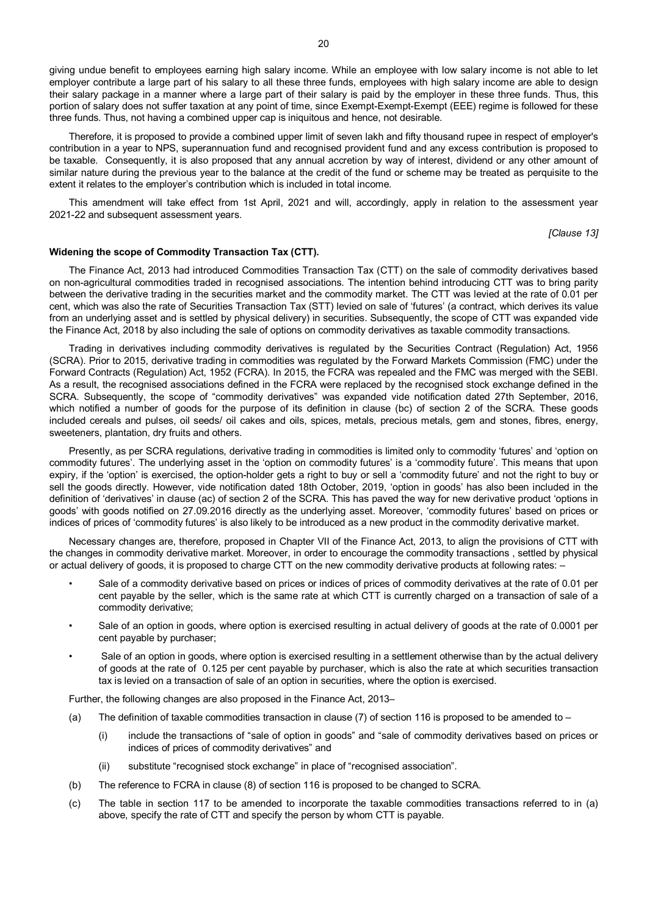giving undue benefit to employees earning high salary income. While an employee with low salary income is not able to let employer contribute a large part of his salary to all these three funds, employees with high salary income are able to design their salary package in a manner where a large part of their salary is paid by the employer in these three funds. Thus, this portion of salary does not suffer taxation at any point of time, since Exempt-Exempt-Exempt (EEE) regime is followed for these three funds. Thus, not having a combined upper cap is iniquitous and hence, not desirable.

Therefore, it is proposed to provide a combined upper limit of seven lakh and fifty thousand rupee in respect of employer's contribution in a year to NPS, superannuation fund and recognised provident fund and any excess contribution is proposed to be taxable. Consequently, it is also proposed that any annual accretion by way of interest, dividend or any other amount of similar nature during the previous year to the balance at the credit of the fund or scheme may be treated as perquisite to the extent it relates to the employer's contribution which is included in total income.

This amendment will take effect from 1st April, 2021 and will, accordingly, apply in relation to the assessment year 2021-22 and subsequent assessment years.

*[Clause 13]*

**Widening the scope of Commodity Transaction Tax (CTT).**

The Finance Act, 2013 had introduced Commodities Transaction Tax (CTT) on the sale of commodity derivatives based on non-agricultural commodities traded in recognised associations. The intention behind introducing CTT was to bring parity between the derivative trading in the securities market and the commodity market. The CTT was levied at the rate of 0.01 per cent, which was also the rate of Securities Transaction Tax (STT) levied on sale of 'futures' (a contract, which derives its value from an underlying asset and is settled by physical delivery) in securities. Subsequently, the scope of CTT was expanded vide the Finance Act, 2018 by also including the sale of options on commodity derivatives as taxable commodity transactions.

Trading in derivatives including commodity derivatives is regulated by the Securities Contract (Regulation) Act, 1956 (SCRA). Prior to 2015, derivative trading in commodities was regulated by the Forward Markets Commission (FMC) under the Forward Contracts (Regulation) Act, 1952 (FCRA). In 2015, the FCRA was repealed and the FMC was merged with the SEBI. As a result, the recognised associations defined in the FCRA were replaced by the recognised stock exchange defined in the SCRA. Subsequently, the scope of "commodity derivatives" was expanded vide notification dated 27th September, 2016, which notified a number of goods for the purpose of its definition in clause (bc) of section 2 of the SCRA. These goods included cereals and pulses, oil seeds/ oil cakes and oils, spices, metals, precious metals, gem and stones, fibres, energy, sweeteners, plantation, dry fruits and others.

Presently, as per SCRA regulations, derivative trading in commodities is limited only to commodity 'futures' and 'option on commodity futures'. The underlying asset in the 'option on commodity futures' is a 'commodity future'. This means that upon expiry, if the 'option' is exercised, the option-holder gets a right to buy or sell a 'commodity future' and not the right to buy or sell the goods directly. However, vide notification dated 18th October, 2019, 'option in goods' has also been included in the definition of 'derivatives' in clause (ac) of section 2 of the SCRA. This has paved the way for new derivative product 'options in goods' with goods notified on 27.09.2016 directly as the underlying asset. Moreover, 'commodity futures' based on prices or indices of prices of 'commodity futures' is also likely to be introduced as a new product in the commodity derivative market.

Necessary changes are, therefore, proposed in Chapter VII of the Finance Act, 2013, to align the provisions of CTT with the changes in commodity derivative market. Moreover, in order to encourage the commodity transactions , settled by physical or actual delivery of goods, it is proposed to charge CTT on the new commodity derivative products at following rates: –

- Sale of a commodity derivative based on prices or indices of prices of commodity derivatives at the rate of 0.01 per cent payable by the seller, which is the same rate at which CTT is currently charged on a transaction of sale of a commodity derivative;
- Sale of an option in goods, where option is exercised resulting in actual delivery of goods at the rate of 0.0001 per cent payable by purchaser;
- Sale of an option in goods, where option is exercised resulting in a settlement otherwise than by the actual delivery of goods at the rate of 0.125 per cent payable by purchaser, which is also the rate at which securities transaction tax is levied on a transaction of sale of an option in securities, where the option is exercised.

Further, the following changes are also proposed in the Finance Act, 2013–

(a) The definition of taxable commodities transaction in clause (7) of section 116 is proposed to be amended to –

  (i) include the transactions of "sale of option in goods" and "sale of commodity derivatives based on prices or indices of prices of commodity derivatives" and

  (ii) substitute "recognised stock exchange" in place of "recognised association".

(b) The reference to FCRA in clause (8) of section 116 is proposed to be changed to SCRA.

(c) The table in section 117 to be amended to incorporate the taxable commodities transactions referred to in (a) above, specify the rate of CTT and specify the person by whom CTT is payable.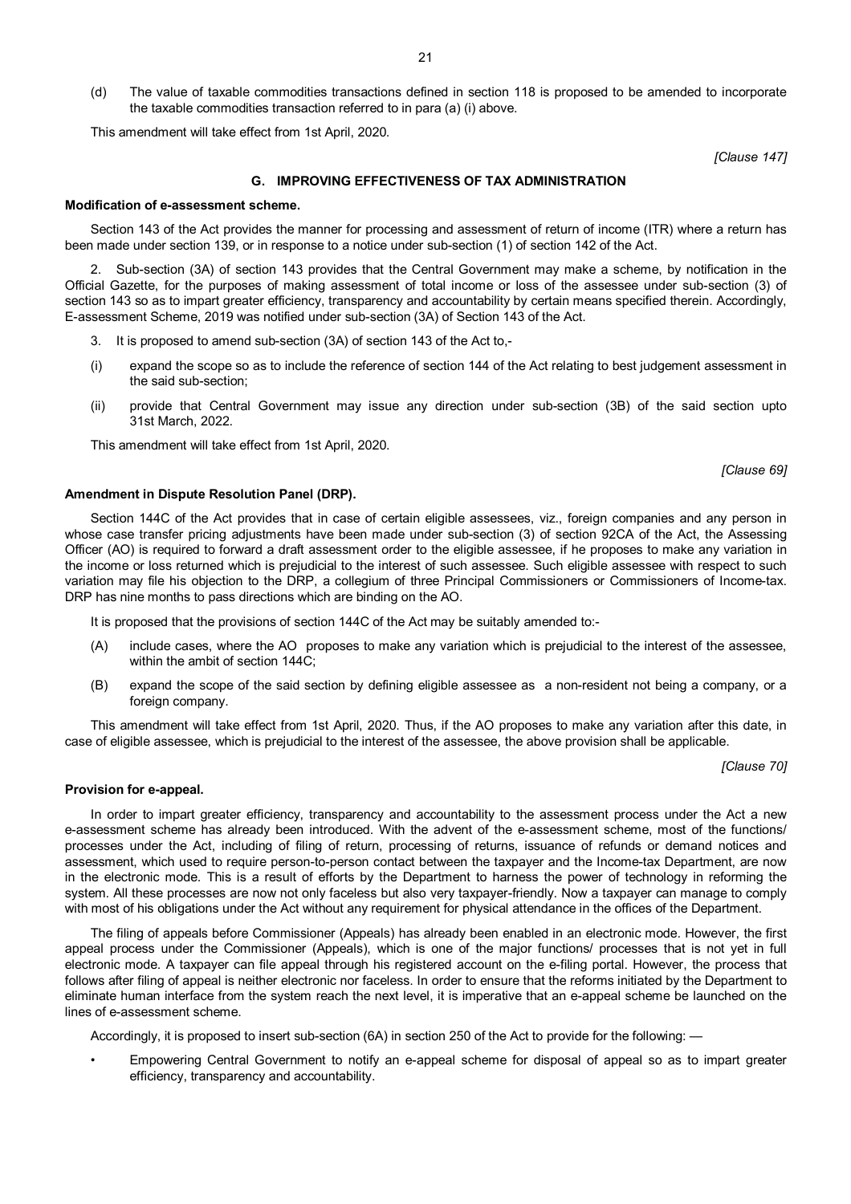(d) The value of taxable commodities transactions defined in section 118 is proposed to be amended to incorporate the taxable commodities transaction referred to in para (a) (i) above.

This amendment will take effect from 1st April, 2020.

*[Clause 147]*

## G. IMPROVING EFFECTIVENESS OF TAX ADMINISTRATION

**Modification of e-assessment scheme.**

Section 143 of the Act provides the manner for processing and assessment of return of income (ITR) where a return has been made under section 139, or in response to a notice under sub-section (1) of section 142 of the Act.

2. Sub-section (3A) of section 143 provides that the Central Government may make a scheme, by notification in the Official Gazette, for the purposes of making assessment of total income or loss of the assessee under sub-section (3) of section 143 so as to impart greater efficiency, transparency and accountability by certain means specified therein. Accordingly, E-assessment Scheme, 2019 was notified under sub-section (3A) of Section 143 of the Act.

3. It is proposed to amend sub-section (3A) of section 143 of the Act to,-

(i) expand the scope so as to include the reference of section 144 of the Act relating to best judgement assessment in the said sub-section;

(ii) provide that Central Government may issue any direction under sub-section (3B) of the said section upto 31st March, 2022.

This amendment will take effect from 1st April, 2020.

*[Clause 69]*

**Amendment in Dispute Resolution Panel (DRP).**

Section 144C of the Act provides that in case of certain eligible assessees, viz., foreign companies and any person in whose case transfer pricing adjustments have been made under sub-section (3) of section 92CA of the Act, the Assessing Officer (AO) is required to forward a draft assessment order to the eligible assessee, if he proposes to make any variation in the income or loss returned which is prejudicial to the interest of such assessee. Such eligible assessee with respect to such variation may file his objection to the DRP, a collegium of three Principal Commissioners or Commissioners of Income-tax. DRP has nine months to pass directions which are binding on the AO.

It is proposed that the provisions of section 144C of the Act may be suitably amended to:-

(A) include cases, where the AO proposes to make any variation which is prejudicial to the interest of the assessee, within the ambit of section 144C;

(B) expand the scope of the said section by defining eligible assessee as a non-resident not being a company, or a foreign company.

This amendment will take effect from 1st April, 2020. Thus, if the AO proposes to make any variation after this date, in case of eligible assessee, which is prejudicial to the interest of the assessee, the above provision shall be applicable.

*[Clause 70]*

**Provision for e-appeal.**

In order to impart greater efficiency, transparency and accountability to the assessment process under the Act a new e-assessment scheme has already been introduced. With the advent of the e-assessment scheme, most of the functions/ processes under the Act, including of filing of return, processing of returns, issuance of refunds or demand notices and assessment, which used to require person-to-person contact between the taxpayer and the Income-tax Department, are now in the electronic mode. This is a result of efforts by the Department to harness the power of technology in reforming the system. All these processes are now not only faceless but also very taxpayer-friendly. Now a taxpayer can manage to comply with most of his obligations under the Act without any requirement for physical attendance in the offices of the Department.

The filing of appeals before Commissioner (Appeals) has already been enabled in an electronic mode. However, the first appeal process under the Commissioner (Appeals), which is one of the major functions/ processes that is not yet in full electronic mode. A taxpayer can file appeal through his registered account on the e-filing portal. However, the process that follows after filing of appeal is neither electronic nor faceless. In order to ensure that the reforms initiated by the Department to eliminate human interface from the system reach the next level, it is imperative that an e-appeal scheme be launched on the lines of e-assessment scheme.

Accordingly, it is proposed to insert sub-section (6A) in section 250 of the Act to provide for the following: —

- Empowering Central Government to notify an e-appeal scheme for disposal of appeal so as to impart greater efficiency, transparency and accountability.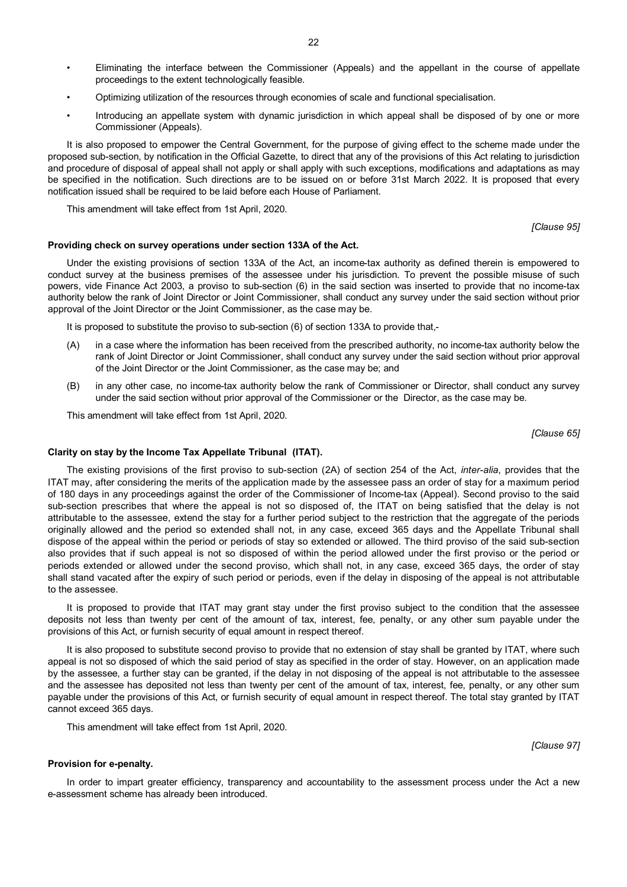- Eliminating the interface between the Commissioner (Appeals) and the appellant in the course of appellate proceedings to the extent technologically feasible.
- Optimizing utilization of the resources through economies of scale and functional specialisation.
- Introducing an appellate system with dynamic jurisdiction in which appeal shall be disposed of by one or more Commissioner (Appeals).

It is also proposed to empower the Central Government, for the purpose of giving effect to the scheme made under the proposed sub-section, by notification in the Official Gazette, to direct that any of the provisions of this Act relating to jurisdiction and procedure of disposal of appeal shall not apply or shall apply with such exceptions, modifications and adaptations as may be specified in the notification. Such directions are to be issued on or before 31st March 2022. It is proposed that every notification issued shall be required to be laid before each House of Parliament.

This amendment will take effect from 1st April, 2020.

*[Clause 95]*

**Providing check on survey operations under section 133A of the Act.**

Under the existing provisions of section 133A of the Act, an income-tax authority as defined therein is empowered to conduct survey at the business premises of the assessee under his jurisdiction. To prevent the possible misuse of such powers, vide Finance Act 2003, a proviso to sub-section (6) in the said section was inserted to provide that no income-tax authority below the rank of Joint Director or Joint Commissioner, shall conduct any survey under the said section without prior approval of the Joint Director or the Joint Commissioner, as the case may be.

It is proposed to substitute the proviso to sub-section (6) of section 133A to provide that,-

(A) in a case where the information has been received from the prescribed authority, no income-tax authority below the rank of Joint Director or Joint Commissioner, shall conduct any survey under the said section without prior approval of the Joint Director or the Joint Commissioner, as the case may be; and

(B) in any other case, no income-tax authority below the rank of Commissioner or Director, shall conduct any survey under the said section without prior approval of the Commissioner or the Director, as the case may be.

This amendment will take effect from 1st April, 2020.

*[Clause 65]*

**Clarity on stay by the Income Tax Appellate Tribunal (ITAT).**

The existing provisions of the first proviso to sub-section (2A) of section 254 of the Act, *inter-alia*, provides that the ITAT may, after considering the merits of the application made by the assessee pass an order of stay for a maximum period of 180 days in any proceedings against the order of the Commissioner of Income-tax (Appeal). Second proviso to the said sub-section prescribes that where the appeal is not so disposed of, the ITAT on being satisfied that the delay is not attributable to the assessee, extend the stay for a further period subject to the restriction that the aggregate of the periods originally allowed and the period so extended shall not, in any case, exceed 365 days and the Appellate Tribunal shall dispose of the appeal within the period or periods of stay so extended or allowed. The third proviso of the said sub-section also provides that if such appeal is not so disposed of within the period allowed under the first proviso or the period or periods extended or allowed under the second proviso, which shall not, in any case, exceed 365 days, the order of stay shall stand vacated after the expiry of such period or periods, even if the delay in disposing of the appeal is not attributable to the assessee.

It is proposed to provide that ITAT may grant stay under the first proviso subject to the condition that the assessee deposits not less than twenty per cent of the amount of tax, interest, fee, penalty, or any other sum payable under the provisions of this Act, or furnish security of equal amount in respect thereof.

It is also proposed to substitute second proviso to provide that no extension of stay shall be granted by ITAT, where such appeal is not so disposed of which the said period of stay as specified in the order of stay. However, on an application made by the assessee, a further stay can be granted, if the delay in not disposing of the appeal is not attributable to the assessee and the assessee has deposited not less than twenty per cent of the amount of tax, interest, fee, penalty, or any other sum payable under the provisions of this Act, or furnish security of equal amount in respect thereof. The total stay granted by ITAT cannot exceed 365 days.

This amendment will take effect from 1st April, 2020.

*[Clause 97]*

**Provision for e-penalty.**

In order to impart greater efficiency, transparency and accountability to the assessment process under the Act a new e-assessment scheme has already been introduced.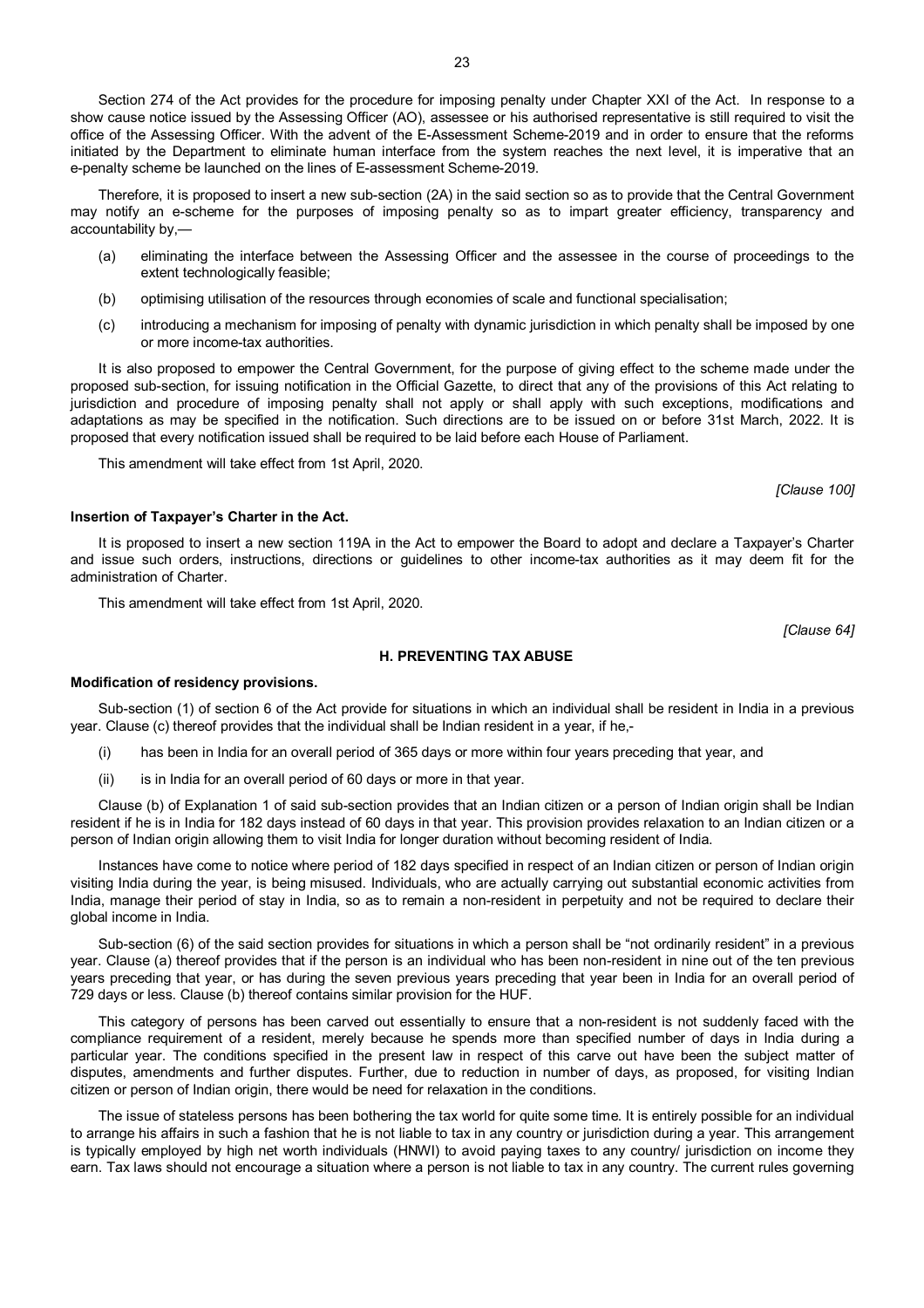Section 274 of the Act provides for the procedure for imposing penalty under Chapter XXI of the Act. In response to a show cause notice issued by the Assessing Officer (AO), assessee or his authorised representative is still required to visit the office of the Assessing Officer. With the advent of the E-Assessment Scheme-2019 and in order to ensure that the reforms initiated by the Department to eliminate human interface from the system reaches the next level, it is imperative that an e-penalty scheme be launched on the lines of E-assessment Scheme-2019.

Therefore, it is proposed to insert a new sub-section (2A) in the said section so as to provide that the Central Government may notify an e-scheme for the purposes of imposing penalty so as to impart greater efficiency, transparency and accountability by,—

(a) eliminating the interface between the Assessing Officer and the assessee in the course of proceedings to the extent technologically feasible;

(b) optimising utilisation of the resources through economies of scale and functional specialisation;

(c) introducing a mechanism for imposing of penalty with dynamic jurisdiction in which penalty shall be imposed by one or more income-tax authorities.

It is also proposed to empower the Central Government, for the purpose of giving effect to the scheme made under the proposed sub-section, for issuing notification in the Official Gazette, to direct that any of the provisions of this Act relating to jurisdiction and procedure of imposing penalty shall not apply or shall apply with such exceptions, modifications and adaptations as may be specified in the notification. Such directions are to be issued on or before 31st March, 2022. It is proposed that every notification issued shall be required to be laid before each House of Parliament.

This amendment will take effect from 1st April, 2020.

*[Clause 100]*

**Insertion of Taxpayer's Charter in the Act.**

It is proposed to insert a new section 119A in the Act to empower the Board to adopt and declare a Taxpayer's Charter and issue such orders, instructions, directions or guidelines to other income-tax authorities as it may deem fit for the administration of Charter.

This amendment will take effect from 1st April, 2020.

*[Clause 64]*

## H. PREVENTING TAX ABUSE

**Modification of residency provisions.**

Sub-section (1) of section 6 of the Act provide for situations in which an individual shall be resident in India in a previous year. Clause (c) thereof provides that the individual shall be Indian resident in a year, if he,-

(i) has been in India for an overall period of 365 days or more within four years preceding that year, and

(ii) is in India for an overall period of 60 days or more in that year.

Clause (b) of Explanation 1 of said sub-section provides that an Indian citizen or a person of Indian origin shall be Indian resident if he is in India for 182 days instead of 60 days in that year. This provision provides relaxation to an Indian citizen or a person of Indian origin allowing them to visit India for longer duration without becoming resident of India.

Instances have come to notice where period of 182 days specified in respect of an Indian citizen or person of Indian origin visiting India during the year, is being misused. Individuals, who are actually carrying out substantial economic activities from India, manage their period of stay in India, so as to remain a non-resident in perpetuity and not be required to declare their global income in India.

Sub-section (6) of the said section provides for situations in which a person shall be "not ordinarily resident" in a previous year. Clause (a) thereof provides that if the person is an individual who has been non-resident in nine out of the ten previous years preceding that year, or has during the seven previous years preceding that year been in India for an overall period of 729 days or less. Clause (b) thereof contains similar provision for the HUF.

This category of persons has been carved out essentially to ensure that a non-resident is not suddenly faced with the compliance requirement of a resident, merely because he spends more than specified number of days in India during a particular year. The conditions specified in the present law in respect of this carve out have been the subject matter of disputes, amendments and further disputes. Further, due to reduction in number of days, as proposed, for visiting Indian citizen or person of Indian origin, there would be need for relaxation in the conditions.

The issue of stateless persons has been bothering the tax world for quite some time. It is entirely possible for an individual to arrange his affairs in such a fashion that he is not liable to tax in any country or jurisdiction during a year. This arrangement is typically employed by high net worth individuals (HNWI) to avoid paying taxes to any country/ jurisdiction on income they earn. Tax laws should not encourage a situation where a person is not liable to tax in any country. The current rules governing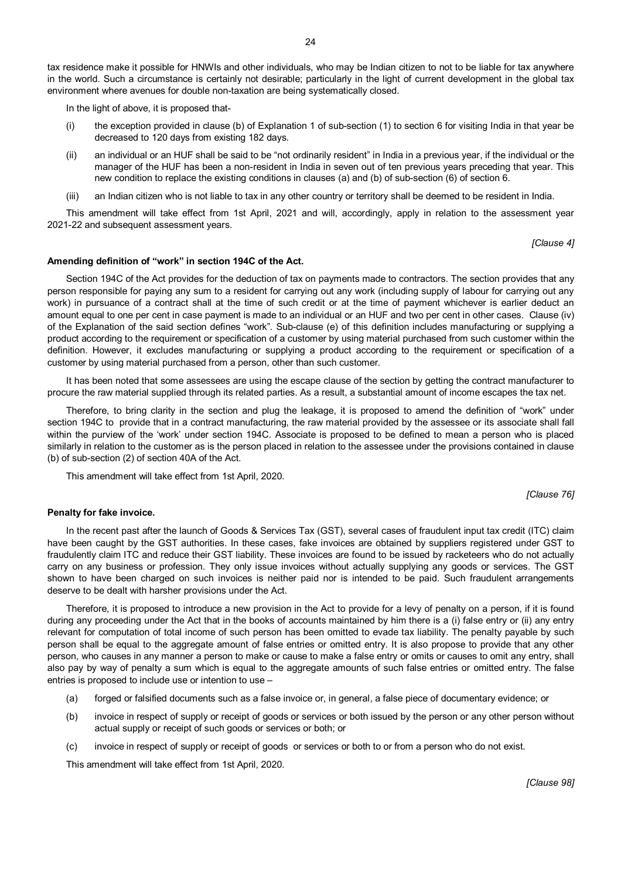tax residence make it possible for HNWIs and other individuals, who may be Indian citizen to not to be liable for tax anywhere in the world. Such a circumstance is certainly not desirable; particularly in the light of current development in the global tax environment where avenues for double non-taxation are being systematically closed.

In the light of above, it is proposed that-

(i) the exception provided in clause (b) of Explanation 1 of sub-section (1) to section 6 for visiting India in that year be decreased to 120 days from existing 182 days.

(ii) an individual or an HUF shall be said to be "not ordinarily resident" in India in a previous year, if the individual or the manager of the HUF has been a non-resident in India in seven out of ten previous years preceding that year. This new condition to replace the existing conditions in clauses (a) and (b) of sub-section (6) of section 6.

(iii) an Indian citizen who is not liable to tax in any other country or territory shall be deemed to be resident in India.

This amendment will take effect from 1st April, 2021 and will, accordingly, apply in relation to the assessment year 2021-22 and subsequent assessment years.

*[Clause 4]*

**Amending definition of "work" in section 194C of the Act.**

Section 194C of the Act provides for the deduction of tax on payments made to contractors. The section provides that any person responsible for paying any sum to a resident for carrying out any work (including supply of labour for carrying out any work) in pursuance of a contract shall at the time of such credit or at the time of payment whichever is earlier deduct an amount equal to one per cent in case payment is made to an individual or an HUF and two per cent in other cases. Clause (iv) of the Explanation of the said section defines "work". Sub-clause (e) of this definition includes manufacturing or supplying a product according to the requirement or specification of a customer by using material purchased from such customer within the definition. However, it excludes manufacturing or supplying a product according to the requirement or specification of a customer by using material purchased from a person, other than such customer.

It has been noted that some assessees are using the escape clause of the section by getting the contract manufacturer to procure the raw material supplied through its related parties. As a result, a substantial amount of income escapes the tax net.

Therefore, to bring clarity in the section and plug the leakage, it is proposed to amend the definition of "work" under section 194C to provide that in a contract manufacturing, the raw material provided by the assessee or its associate shall fall within the purview of the 'work' under section 194C. Associate is proposed to be defined to mean a person who is placed similarly in relation to the customer as is the person placed in relation to the assessee under the provisions contained in clause (b) of sub-section (2) of section 40A of the Act.

This amendment will take effect from 1st April, 2020.

*[Clause 76]*

**Penalty for fake invoice.**

In the recent past after the launch of Goods & Services Tax (GST), several cases of fraudulent input tax credit (ITC) claim have been caught by the GST authorities. In these cases, fake invoices are obtained by suppliers registered under GST to fraudulently claim ITC and reduce their GST liability. These invoices are found to be issued by racketeers who do not actually carry on any business or profession. They only issue invoices without actually supplying any goods or services. The GST shown to have been charged on such invoices is neither paid nor is intended to be paid. Such fraudulent arrangements deserve to be dealt with harsher provisions under the Act.

Therefore, it is proposed to introduce a new provision in the Act to provide for a levy of penalty on a person, if it is found during any proceeding under the Act that in the books of accounts maintained by him there is a (i) false entry or (ii) any entry relevant for computation of total income of such person has been omitted to evade tax liability. The penalty payable by such person shall be equal to the aggregate amount of false entries or omitted entry. It is also propose to provide that any other person, who causes in any manner a person to make or cause to make a false entry or omits or causes to omit any entry, shall also pay by way of penalty a sum which is equal to the aggregate amounts of such false entries or omitted entry. The false entries is proposed to include use or intention to use –

(a) forged or falsified documents such as a false invoice or, in general, a false piece of documentary evidence; or

(b) invoice in respect of supply or receipt of goods or services or both issued by the person or any other person without actual supply or receipt of such goods or services or both; or

(c) invoice in respect of supply or receipt of goods or services or both to or from a person who do not exist.

This amendment will take effect from 1st April, 2020.

*[Clause 98]*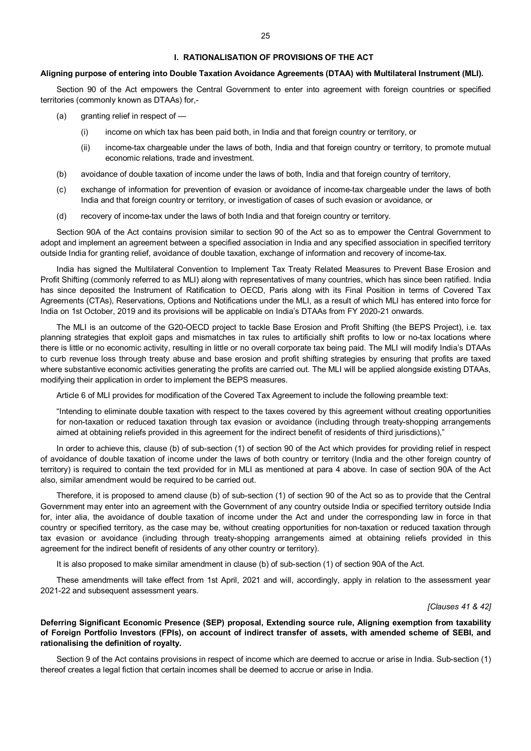## I. RATIONALISATION OF PROVISIONS OF THE ACT

**Aligning purpose of entering into Double Taxation Avoidance Agreements (DTAA) with Multilateral Instrument (MLI).**

Section 90 of the Act empowers the Central Government to enter into agreement with foreign countries or specified territories (commonly known as DTAAs) for,-

(a) granting relief in respect of —

  (i) income on which tax has been paid both, in India and that foreign country or territory, or

  (ii) income-tax chargeable under the laws of both, India and that foreign country or territory, to promote mutual economic relations, trade and investment.

(b) avoidance of double taxation of income under the laws of both, India and that foreign country of territory,

(c) exchange of information for prevention of evasion or avoidance of income-tax chargeable under the laws of both India and that foreign country or territory, or investigation of cases of such evasion or avoidance, or

(d) recovery of income-tax under the laws of both India and that foreign country or territory.

Section 90A of the Act contains provision similar to section 90 of the Act so as to empower the Central Government to adopt and implement an agreement between a specified association in India and any specified association in specified territory outside India for granting relief, avoidance of double taxation, exchange of information and recovery of income-tax.

India has signed the Multilateral Convention to Implement Tax Treaty Related Measures to Prevent Base Erosion and Profit Shifting (commonly referred to as MLI) along with representatives of many countries, which has since been ratified. India has since deposited the Instrument of Ratification to OECD, Paris along with its Final Position in terms of Covered Tax Agreements (CTAs), Reservations, Options and Notifications under the MLI, as a result of which MLI has entered into force for India on 1st October, 2019 and its provisions will be applicable on India's DTAAs from FY 2020-21 onwards.

The MLI is an outcome of the G20-OECD project to tackle Base Erosion and Profit Shifting (the BEPS Project), i.e. tax planning strategies that exploit gaps and mismatches in tax rules to artificially shift profits to low or no-tax locations where there is little or no economic activity, resulting in little or no overall corporate tax being paid. The MLI will modify India's DTAAs to curb revenue loss through treaty abuse and base erosion and profit shifting strategies by ensuring that profits are taxed where substantive economic activities generating the profits are carried out. The MLI will be applied alongside existing DTAAs, modifying their application in order to implement the BEPS measures.

Article 6 of MLI provides for modification of the Covered Tax Agreement to include the following preamble text:

"Intending to eliminate double taxation with respect to the taxes covered by this agreement without creating opportunities for non-taxation or reduced taxation through tax evasion or avoidance (including through treaty-shopping arrangements aimed at obtaining reliefs provided in this agreement for the indirect benefit of residents of third jurisdictions),"

In order to achieve this, clause (b) of sub-section (1) of section 90 of the Act which provides for providing relief in respect of avoidance of double taxation of income under the laws of both country or territory (India and the other foreign country of territory) is required to contain the text provided for in MLI as mentioned at para 4 above. In case of section 90A of the Act also, similar amendment would be required to be carried out.

Therefore, it is proposed to amend clause (b) of sub-section (1) of section 90 of the Act so as to provide that the Central Government may enter into an agreement with the Government of any country outside India or specified territory outside India for, inter alia, the avoidance of double taxation of income under the Act and under the corresponding law in force in that country or specified territory, as the case may be, without creating opportunities for non-taxation or reduced taxation through tax evasion or avoidance (including through treaty-shopping arrangements aimed at obtaining reliefs provided in this agreement for the indirect benefit of residents of any other country or territory).

It is also proposed to make similar amendment in clause (b) of sub-section (1) of section 90A of the Act.

These amendments will take effect from 1st April, 2021 and will, accordingly, apply in relation to the assessment year 2021-22 and subsequent assessment years.

*[Clauses 41 & 42]*

**Deferring Significant Economic Presence (SEP) proposal, Extending source rule, Aligning exemption from taxability of Foreign Portfolio Investors (FPIs), on account of indirect transfer of assets, with amended scheme of SEBI, and rationalising the definition of royalty.**

Section 9 of the Act contains provisions in respect of income which are deemed to accrue or arise in India. Sub-section (1) thereof creates a legal fiction that certain incomes shall be deemed to accrue or arise in India.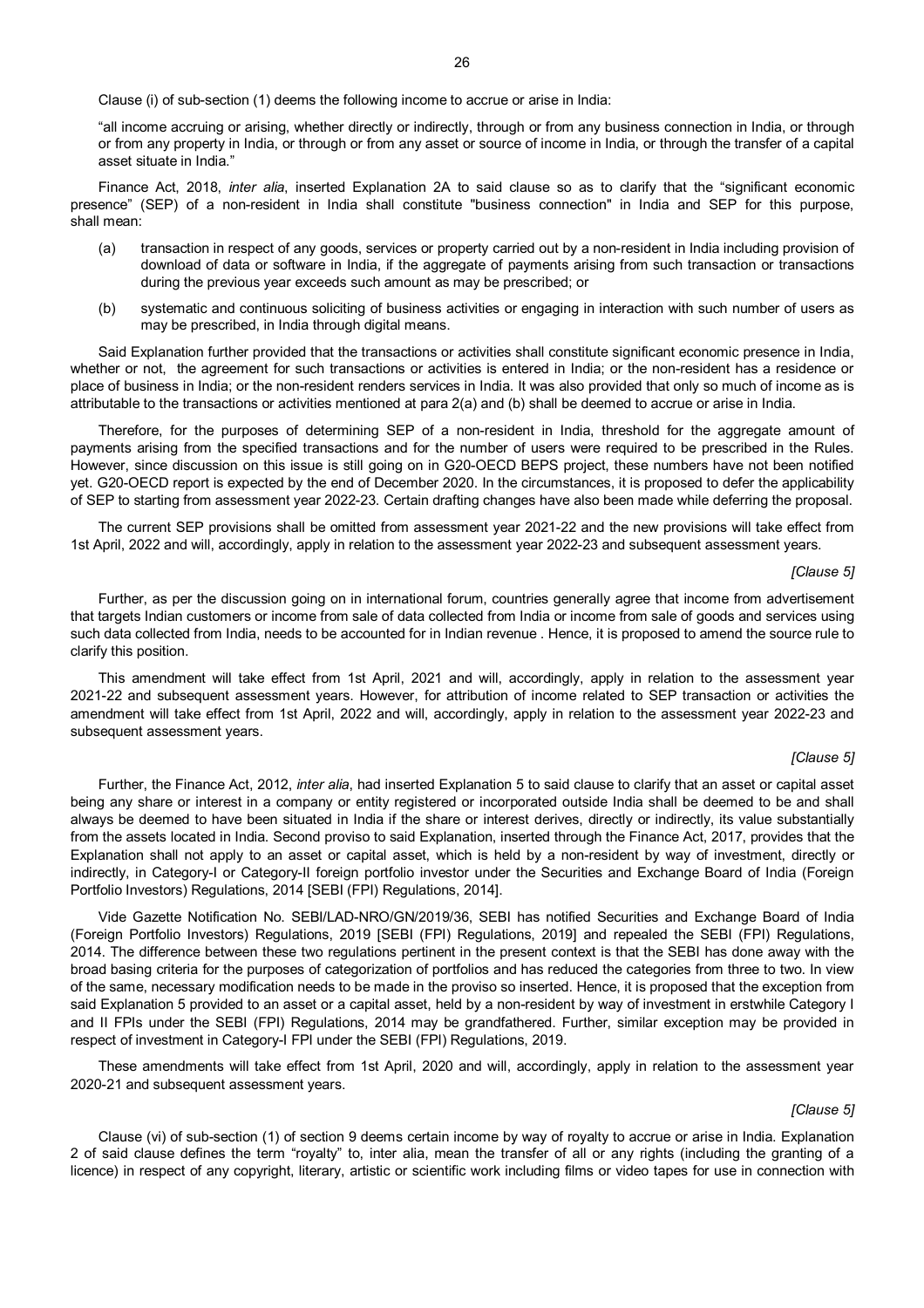Clause (i) of sub-section (1) deems the following income to accrue or arise in India:

"all income accruing or arising, whether directly or indirectly, through or from any business connection in India, or through or from any property in India, or through or from any asset or source of income in India, or through the transfer of a capital asset situate in India."

Finance Act, 2018, *inter alia*, inserted Explanation 2A to said clause so as to clarify that the "significant economic presence" (SEP) of a non-resident in India shall constitute "business connection" in India and SEP for this purpose, shall mean:

(a) transaction in respect of any goods, services or property carried out by a non-resident in India including provision of download of data or software in India, if the aggregate of payments arising from such transaction or transactions during the previous year exceeds such amount as may be prescribed; or

(b) systematic and continuous soliciting of business activities or engaging in interaction with such number of users as may be prescribed, in India through digital means.

Said Explanation further provided that the transactions or activities shall constitute significant economic presence in India, whether or not, the agreement for such transactions or activities is entered in India; or the non-resident has a residence or place of business in India; or the non-resident renders services in India. It was also provided that only so much of income as is attributable to the transactions or activities mentioned at para 2(a) and (b) shall be deemed to accrue or arise in India.

Therefore, for the purposes of determining SEP of a non-resident in India, threshold for the aggregate amount of payments arising from the specified transactions and for the number of users were required to be prescribed in the Rules. However, since discussion on this issue is still going on in G20-OECD BEPS project, these numbers have not been notified yet. G20-OECD report is expected by the end of December 2020. In the circumstances, it is proposed to defer the applicability of SEP to starting from assessment year 2022-23. Certain drafting changes have also been made while deferring the proposal.

The current SEP provisions shall be omitted from assessment year 2021-22 and the new provisions will take effect from 1st April, 2022 and will, accordingly, apply in relation to the assessment year 2022-23 and subsequent assessment years.

*[Clause 5]*

Further, as per the discussion going on in international forum, countries generally agree that income from advertisement that targets Indian customers or income from sale of data collected from India or income from sale of goods and services using such data collected from India, needs to be accounted for in Indian revenue . Hence, it is proposed to amend the source rule to clarify this position.

This amendment will take effect from 1st April, 2021 and will, accordingly, apply in relation to the assessment year 2021-22 and subsequent assessment years. However, for attribution of income related to SEP transaction or activities the amendment will take effect from 1st April, 2022 and will, accordingly, apply in relation to the assessment year 2022-23 and subsequent assessment years.

*[Clause 5]*

Further, the Finance Act, 2012, *inter alia*, had inserted Explanation 5 to said clause to clarify that an asset or capital asset being any share or interest in a company or entity registered or incorporated outside India shall be deemed to be and shall always be deemed to have been situated in India if the share or interest derives, directly or indirectly, its value substantially from the assets located in India. Second proviso to said Explanation, inserted through the Finance Act, 2017, provides that the Explanation shall not apply to an asset or capital asset, which is held by a non-resident by way of investment, directly or indirectly, in Category-I or Category-II foreign portfolio investor under the Securities and Exchange Board of India (Foreign Portfolio Investors) Regulations, 2014 [SEBI (FPI) Regulations, 2014].

Vide Gazette Notification No. SEBI/LAD-NRO/GN/2019/36, SEBI has notified Securities and Exchange Board of India (Foreign Portfolio Investors) Regulations, 2019 [SEBI (FPI) Regulations, 2019] and repealed the SEBI (FPI) Regulations, 2014. The difference between these two regulations pertinent in the present context is that the SEBI has done away with the broad basing criteria for the purposes of categorization of portfolios and has reduced the categories from three to two. In view of the same, necessary modification needs to be made in the proviso so inserted. Hence, it is proposed that the exception from said Explanation 5 provided to an asset or a capital asset, held by a non-resident by way of investment in erstwhile Category I and II FPIs under the SEBI (FPI) Regulations, 2014 may be grandfathered. Further, similar exception may be provided in respect of investment in Category-I FPI under the SEBI (FPI) Regulations, 2019.

These amendments will take effect from 1st April, 2020 and will, accordingly, apply in relation to the assessment year 2020-21 and subsequent assessment years.

*[Clause 5]*

Clause (vi) of sub-section (1) of section 9 deems certain income by way of royalty to accrue or arise in India. Explanation 2 of said clause defines the term "royalty" to, inter alia, mean the transfer of all or any rights (including the granting of a licence) in respect of any copyright, literary, artistic or scientific work including films or video tapes for use in connection with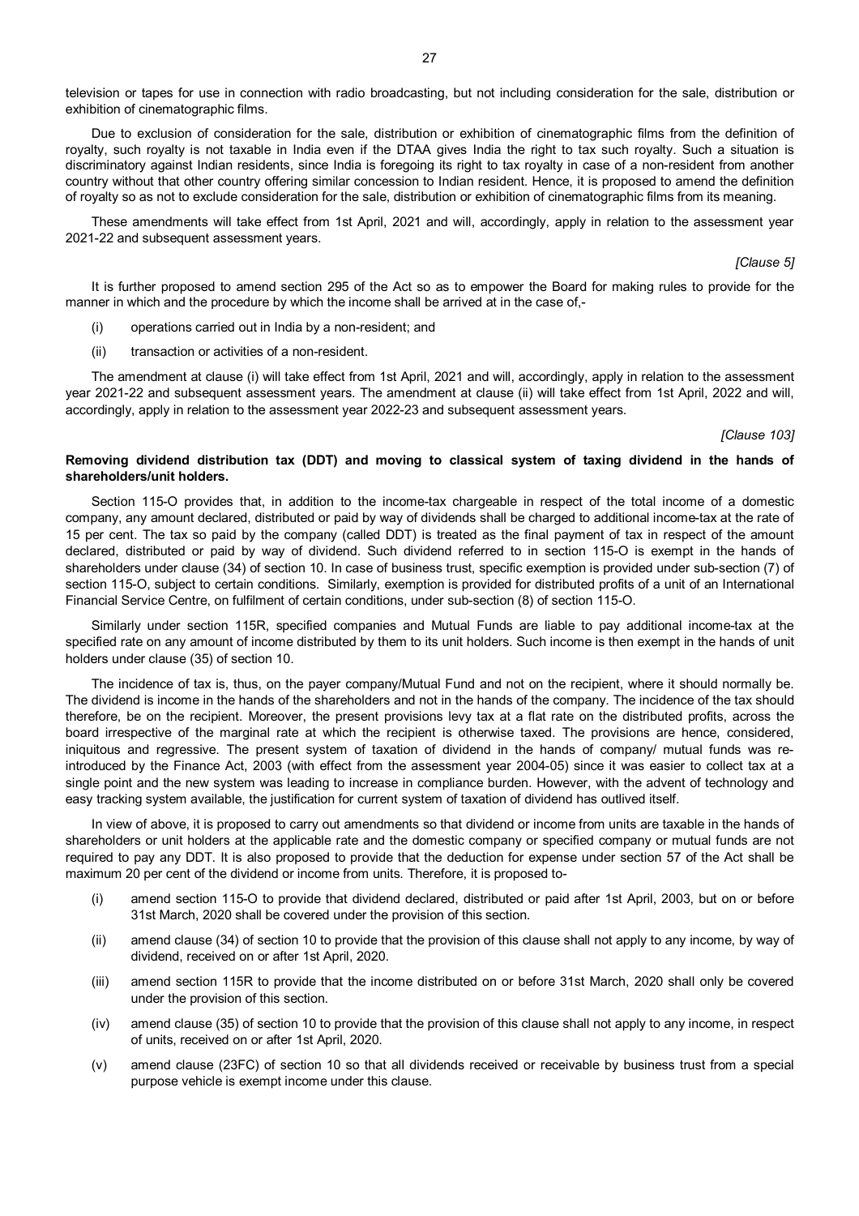television or tapes for use in connection with radio broadcasting, but not including consideration for the sale, distribution or exhibition of cinematographic films.

Due to exclusion of consideration for the sale, distribution or exhibition of cinematographic films from the definition of royalty, such royalty is not taxable in India even if the DTAA gives India the right to tax such royalty. Such a situation is discriminatory against Indian residents, since India is foregoing its right to tax royalty in case of a non-resident from another country without that other country offering similar concession to Indian resident. Hence, it is proposed to amend the definition of royalty so as not to exclude consideration for the sale, distribution or exhibition of cinematographic films from its meaning.

These amendments will take effect from 1st April, 2021 and will, accordingly, apply in relation to the assessment year 2021-22 and subsequent assessment years.

*[Clause 5]*

It is further proposed to amend section 295 of the Act so as to empower the Board for making rules to provide for the manner in which and the procedure by which the income shall be arrived at in the case of,-

(i) operations carried out in India by a non-resident; and

(ii) transaction or activities of a non-resident.

The amendment at clause (i) will take effect from 1st April, 2021 and will, accordingly, apply in relation to the assessment year 2021-22 and subsequent assessment years. The amendment at clause (ii) will take effect from 1st April, 2022 and will, accordingly, apply in relation to the assessment year 2022-23 and subsequent assessment years.

*[Clause 103]*

**Removing dividend distribution tax (DDT) and moving to classical system of taxing dividend in the hands of shareholders/unit holders.**

Section 115-O provides that, in addition to the income-tax chargeable in respect of the total income of a domestic company, any amount declared, distributed or paid by way of dividends shall be charged to additional income-tax at the rate of 15 per cent. The tax so paid by the company (called DDT) is treated as the final payment of tax in respect of the amount declared, distributed or paid by way of dividend. Such dividend referred to in section 115-O is exempt in the hands of shareholders under clause (34) of section 10. In case of business trust, specific exemption is provided under sub-section (7) of section 115-O, subject to certain conditions. Similarly, exemption is provided for distributed profits of a unit of an International Financial Service Centre, on fulfilment of certain conditions, under sub-section (8) of section 115-O.

Similarly under section 115R, specified companies and Mutual Funds are liable to pay additional income-tax at the specified rate on any amount of income distributed by them to its unit holders. Such income is then exempt in the hands of unit holders under clause (35) of section 10.

The incidence of tax is, thus, on the payer company/Mutual Fund and not on the recipient, where it should normally be. The dividend is income in the hands of the shareholders and not in the hands of the company. The incidence of the tax should therefore, be on the recipient. Moreover, the present provisions levy tax at a flat rate on the distributed profits, across the board irrespective of the marginal rate at which the recipient is otherwise taxed. The provisions are hence, considered, iniquitous and regressive. The present system of taxation of dividend in the hands of company/ mutual funds was re-introduced by the Finance Act, 2003 (with effect from the assessment year 2004-05) since it was easier to collect tax at a single point and the new system was leading to increase in compliance burden. However, with the advent of technology and easy tracking system available, the justification for current system of taxation of dividend has outlived itself.

In view of above, it is proposed to carry out amendments so that dividend or income from units are taxable in the hands of shareholders or unit holders at the applicable rate and the domestic company or specified company or mutual funds are not required to pay any DDT. It is also proposed to provide that the deduction for expense under section 57 of the Act shall be maximum 20 per cent of the dividend or income from units. Therefore, it is proposed to-

(i) amend section 115-O to provide that dividend declared, distributed or paid after 1st April, 2003, but on or before 31st March, 2020 shall be covered under the provision of this section.

(ii) amend clause (34) of section 10 to provide that the provision of this clause shall not apply to any income, by way of dividend, received on or after 1st April, 2020.

(iii) amend section 115R to provide that the income distributed on or before 31st March, 2020 shall only be covered under the provision of this section.

(iv) amend clause (35) of section 10 to provide that the provision of this clause shall not apply to any income, in respect of units, received on or after 1st April, 2020.

(v) amend clause (23FC) of section 10 so that all dividends received or receivable by business trust from a special purpose vehicle is exempt income under this clause.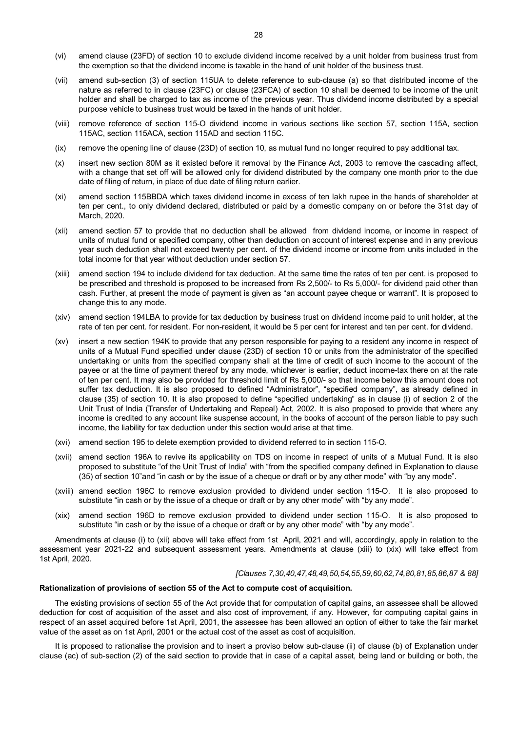(vi) amend clause (23FD) of section 10 to exclude dividend income received by a unit holder from business trust from the exemption so that the dividend income is taxable in the hand of unit holder of the business trust.

(vii) amend sub-section (3) of section 115UA to delete reference to sub-clause (a) so that distributed income of the nature as referred to in clause (23FC) or clause (23FCA) of section 10 shall be deemed to be income of the unit holder and shall be charged to tax as income of the previous year. Thus dividend income distributed by a special purpose vehicle to business trust would be taxed in the hands of unit holder.

(viii) remove reference of section 115-O dividend income in various sections like section 57, section 115A, section 115AC, section 115ACA, section 115AD and section 115C.

(ix) remove the opening line of clause (23D) of section 10, as mutual fund no longer required to pay additional tax.

(x) insert new section 80M as it existed before it removal by the Finance Act, 2003 to remove the cascading affect, with a change that set off will be allowed only for dividend distributed by the company one month prior to the due date of filing of return, in place of due date of filing return earlier.

(xi) amend section 115BBDA which taxes dividend income in excess of ten lakh rupee in the hands of shareholder at ten per cent., to only dividend declared, distributed or paid by a domestic company on or before the 31st day of March, 2020.

(xii) amend section 57 to provide that no deduction shall be allowed from dividend income, or income in respect of units of mutual fund or specified company, other than deduction on account of interest expense and in any previous year such deduction shall not exceed twenty per cent. of the dividend income or income from units included in the total income for that year without deduction under section 57.

(xiii) amend section 194 to include dividend for tax deduction. At the same time the rates of ten per cent. is proposed to be prescribed and threshold is proposed to be increased from Rs 2,500/- to Rs 5,000/- for dividend paid other than cash. Further, at present the mode of payment is given as "an account payee cheque or warrant". It is proposed to change this to any mode.

(xiv) amend section 194LBA to provide for tax deduction by business trust on dividend income paid to unit holder, at the rate of ten per cent. for resident. For non-resident, it would be 5 per cent for interest and ten per cent. for dividend.

(xv) insert a new section 194K to provide that any person responsible for paying to a resident any income in respect of units of a Mutual Fund specified under clause (23D) of section 10 or units from the administrator of the specified undertaking or units from the specified company shall at the time of credit of such income to the account of the payee or at the time of payment thereof by any mode, whichever is earlier, deduct income-tax there on at the rate of ten per cent. It may also be provided for threshold limit of Rs 5,000/- so that income below this amount does not suffer tax deduction. It is also proposed to defined "Administrator", "specified company", as already defined in clause (35) of section 10. It is also proposed to define "specified undertaking" as in clause (i) of section 2 of the Unit Trust of India (Transfer of Undertaking and Repeal) Act, 2002. It is also proposed to provide that where any income is credited to any account like suspense account, in the books of account of the person liable to pay such income, the liability for tax deduction under this section would arise at that time.

(xvi) amend section 195 to delete exemption provided to dividend referred to in section 115-O.

(xvii) amend section 196A to revive its applicability on TDS on income in respect of units of a Mutual Fund. It is also proposed to substitute "of the Unit Trust of India" with "from the specified company defined in Explanation to clause (35) of section 10"and "in cash or by the issue of a cheque or draft or by any other mode" with "by any mode".

(xviii) amend section 196C to remove exclusion provided to dividend under section 115-O. It is also proposed to substitute "in cash or by the issue of a cheque or draft or by any other mode" with "by any mode".

(xix) amend section 196D to remove exclusion provided to dividend under section 115-O. It is also proposed to substitute "in cash or by the issue of a cheque or draft or by any other mode" with "by any mode".

Amendments at clause (i) to (xii) above will take effect from 1st April, 2021 and will, accordingly, apply in relation to the assessment year 2021-22 and subsequent assessment years. Amendments at clause (xiii) to (xix) will take effect from 1st April, 2020.

*[Clauses 7,30,40,47,48,49,50,54,55,59,60,62,74,80,81,85,86,87 & 88]*

**Rationalization of provisions of section 55 of the Act to compute cost of acquisition.**

The existing provisions of section 55 of the Act provide that for computation of capital gains, an assessee shall be allowed deduction for cost of acquisition of the asset and also cost of improvement, if any. However, for computing capital gains in respect of an asset acquired before 1st April, 2001, the assessee has been allowed an option of either to take the fair market value of the asset as on 1st April, 2001 or the actual cost of the asset as cost of acquisition.

It is proposed to rationalise the provision and to insert a proviso below sub-clause (ii) of clause (b) of Explanation under clause (ac) of sub-section (2) of the said section to provide that in case of a capital asset, being land or building or both, the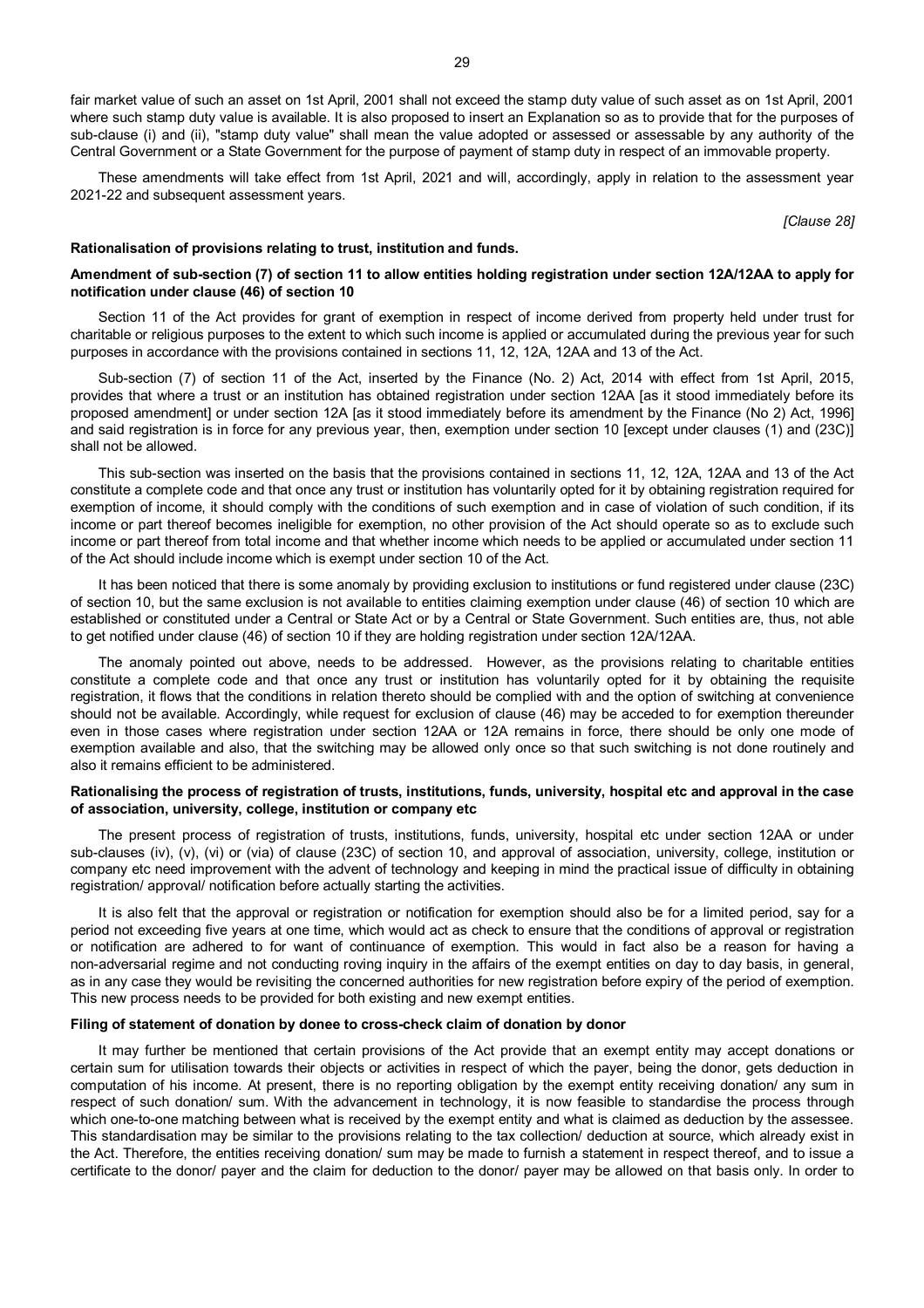fair market value of such an asset on 1st April, 2001 shall not exceed the stamp duty value of such asset as on 1st April, 2001 where such stamp duty value is available. It is also proposed to insert an Explanation so as to provide that for the purposes of sub-clause (i) and (ii), "stamp duty value" shall mean the value adopted or assessed or assessable by any authority of the Central Government or a State Government for the purpose of payment of stamp duty in respect of an immovable property.

These amendments will take effect from 1st April, 2021 and will, accordingly, apply in relation to the assessment year 2021-22 and subsequent assessment years.

*[Clause 28]*

**Rationalisation of provisions relating to trust, institution and funds.**

**Amendment of sub-section (7) of section 11 to allow entities holding registration under section 12A/12AA to apply for notification under clause (46) of section 10**

Section 11 of the Act provides for grant of exemption in respect of income derived from property held under trust for charitable or religious purposes to the extent to which such income is applied or accumulated during the previous year for such purposes in accordance with the provisions contained in sections 11, 12, 12A, 12AA and 13 of the Act.

Sub-section (7) of section 11 of the Act, inserted by the Finance (No. 2) Act, 2014 with effect from 1st April, 2015, provides that where a trust or an institution has obtained registration under section 12AA [as it stood immediately before its proposed amendment] or under section 12A [as it stood immediately before its amendment by the Finance (No 2) Act, 1996] and said registration is in force for any previous year, then, exemption under section 10 [except under clauses (1) and (23C)] shall not be allowed.

This sub-section was inserted on the basis that the provisions contained in sections 11, 12, 12A, 12AA and 13 of the Act constitute a complete code and that once any trust or institution has voluntarily opted for it by obtaining registration required for exemption of income, it should comply with the conditions of such exemption and in case of violation of such condition, if its income or part thereof becomes ineligible for exemption, no other provision of the Act should operate so as to exclude such income or part thereof from total income and that whether income which needs to be applied or accumulated under section 11 of the Act should include income which is exempt under section 10 of the Act.

It has been noticed that there is some anomaly by providing exclusion to institutions or fund registered under clause (23C) of section 10, but the same exclusion is not available to entities claiming exemption under clause (46) of section 10 which are established or constituted under a Central or State Act or by a Central or State Government. Such entities are, thus, not able to get notified under clause (46) of section 10 if they are holding registration under section 12A/12AA.

The anomaly pointed out above, needs to be addressed. However, as the provisions relating to charitable entities constitute a complete code and that once any trust or institution has voluntarily opted for it by obtaining the requisite registration, it flows that the conditions in relation thereto should be complied with and the option of switching at convenience should not be available. Accordingly, while request for exclusion of clause (46) may be acceded to for exemption thereunder even in those cases where registration under section 12AA or 12A remains in force, there should be only one mode of exemption available and also, that the switching may be allowed only once so that such switching is not done routinely and also it remains efficient to be administered.

**Rationalising the process of registration of trusts, institutions, funds, university, hospital etc and approval in the case of association, university, college, institution or company etc**

The present process of registration of trusts, institutions, funds, university, hospital etc under section 12AA or under sub-clauses (iv), (v), (vi) or (via) of clause (23C) of section 10, and approval of association, university, college, institution or company etc need improvement with the advent of technology and keeping in mind the practical issue of difficulty in obtaining registration/ approval/ notification before actually starting the activities.

It is also felt that the approval or registration or notification for exemption should also be for a limited period, say for a period not exceeding five years at one time, which would act as check to ensure that the conditions of approval or registration or notification are adhered to for want of continuance of exemption. This would in fact also be a reason for having a non-adversarial regime and not conducting roving inquiry in the affairs of the exempt entities on day to day basis, in general, as in any case they would be revisiting the concerned authorities for new registration before expiry of the period of exemption. This new process needs to be provided for both existing and new exempt entities.

**Filing of statement of donation by donee to cross-check claim of donation by donor**

It may further be mentioned that certain provisions of the Act provide that an exempt entity may accept donations or certain sum for utilisation towards their objects or activities in respect of which the payer, being the donor, gets deduction in computation of his income. At present, there is no reporting obligation by the exempt entity receiving donation/ any sum in respect of such donation/ sum. With the advancement in technology, it is now feasible to standardise the process through which one-to-one matching between what is received by the exempt entity and what is claimed as deduction by the assessee. This standardisation may be similar to the provisions relating to the tax collection/ deduction at source, which already exist in the Act. Therefore, the entities receiving donation/ sum may be made to furnish a statement in respect thereof, and to issue a certificate to the donor/ payer and the claim for deduction to the donor/ payer may be allowed on that basis only. In order to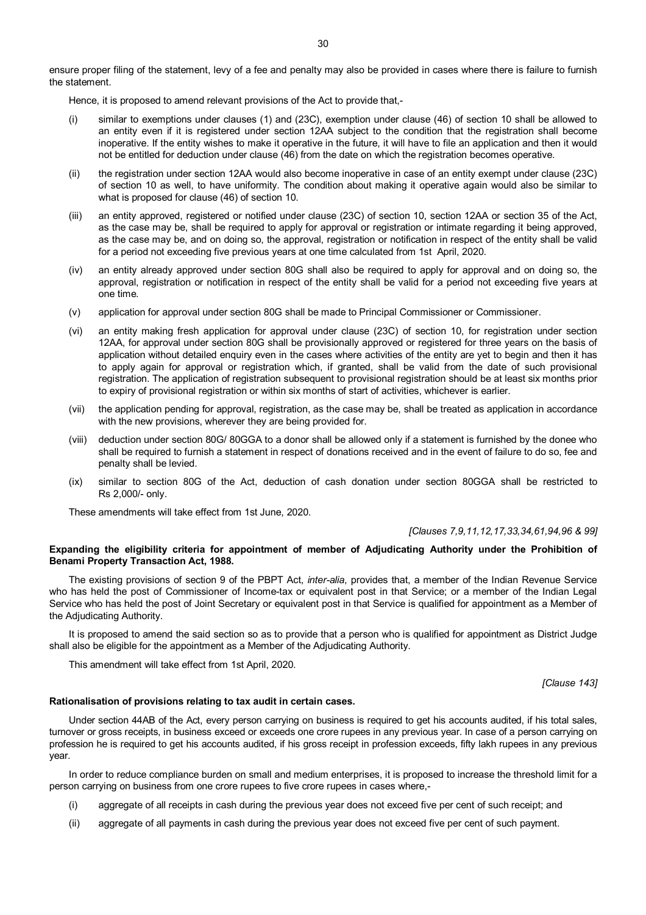ensure proper filing of the statement, levy of a fee and penalty may also be provided in cases where there is failure to furnish the statement.

Hence, it is proposed to amend relevant provisions of the Act to provide that,-

(i) similar to exemptions under clauses (1) and (23C), exemption under clause (46) of section 10 shall be allowed to an entity even if it is registered under section 12AA subject to the condition that the registration shall become inoperative. If the entity wishes to make it operative in the future, it will have to file an application and then it would not be entitled for deduction under clause (46) from the date on which the registration becomes operative.

(ii) the registration under section 12AA would also become inoperative in case of an entity exempt under clause (23C) of section 10 as well, to have uniformity. The condition about making it operative again would also be similar to what is proposed for clause (46) of section 10.

(iii) an entity approved, registered or notified under clause (23C) of section 10, section 12AA or section 35 of the Act, as the case may be, shall be required to apply for approval or registration or intimate regarding it being approved, as the case may be, and on doing so, the approval, registration or notification in respect of the entity shall be valid for a period not exceeding five previous years at one time calculated from 1st April, 2020.

(iv) an entity already approved under section 80G shall also be required to apply for approval and on doing so, the approval, registration or notification in respect of the entity shall be valid for a period not exceeding five years at one time.

(v) application for approval under section 80G shall be made to Principal Commissioner or Commissioner.

(vi) an entity making fresh application for approval under clause (23C) of section 10, for registration under section 12AA, for approval under section 80G shall be provisionally approved or registered for three years on the basis of application without detailed enquiry even in the cases where activities of the entity are yet to begin and then it has to apply again for approval or registration which, if granted, shall be valid from the date of such provisional registration. The application of registration subsequent to provisional registration should be at least six months prior to expiry of provisional registration or within six months of start of activities, whichever is earlier.

(vii) the application pending for approval, registration, as the case may be, shall be treated as application in accordance with the new provisions, wherever they are being provided for.

(viii) deduction under section 80G/ 80GGA to a donor shall be allowed only if a statement is furnished by the donee who shall be required to furnish a statement in respect of donations received and in the event of failure to do so, fee and penalty shall be levied.

(ix) similar to section 80G of the Act, deduction of cash donation under section 80GGA shall be restricted to Rs 2,000/- only.

These amendments will take effect from 1st June, 2020.

*[Clauses 7,9,11,12,17,33,34,61,94,96 & 99]*

**Expanding the eligibility criteria for appointment of member of Adjudicating Authority under the Prohibition of Benami Property Transaction Act, 1988.**

The existing provisions of section 9 of the PBPT Act, *inter-alia*, provides that, a member of the Indian Revenue Service who has held the post of Commissioner of Income-tax or equivalent post in that Service; or a member of the Indian Legal Service who has held the post of Joint Secretary or equivalent post in that Service is qualified for appointment as a Member of the Adjudicating Authority.

It is proposed to amend the said section so as to provide that a person who is qualified for appointment as District Judge shall also be eligible for the appointment as a Member of the Adjudicating Authority.

This amendment will take effect from 1st April, 2020.

*[Clause 143]*

**Rationalisation of provisions relating to tax audit in certain cases.**

Under section 44AB of the Act, every person carrying on business is required to get his accounts audited, if his total sales, turnover or gross receipts, in business exceed or exceeds one crore rupees in any previous year. In case of a person carrying on profession he is required to get his accounts audited, if his gross receipt in profession exceeds, fifty lakh rupees in any previous year.

In order to reduce compliance burden on small and medium enterprises, it is proposed to increase the threshold limit for a person carrying on business from one crore rupees to five crore rupees in cases where,-

(i) aggregate of all receipts in cash during the previous year does not exceed five per cent of such receipt; and

(ii) aggregate of all payments in cash during the previous year does not exceed five per cent of such payment.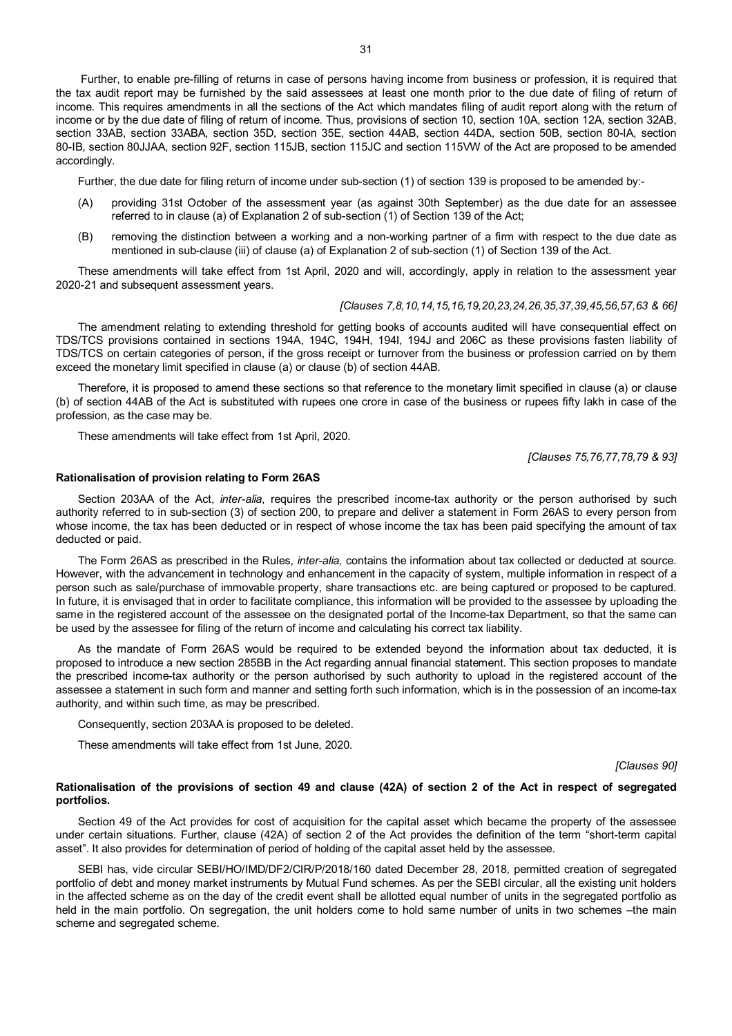Further, to enable pre-filling of returns in case of persons having income from business or profession, it is required that the tax audit report may be furnished by the said assessees at least one month prior to the due date of filing of return of income. This requires amendments in all the sections of the Act which mandates filing of audit report along with the return of income or by the due date of filing of return of income. Thus, provisions of section 10, section 10A, section 12A, section 32AB, section 33AB, section 33ABA, section 35D, section 35E, section 44AB, section 44DA, section 50B, section 80-IA, section 80-IB, section 80JJAA, section 92F, section 115JB, section 115JC and section 115VW of the Act are proposed to be amended accordingly.

Further, the due date for filing return of income under sub-section (1) of section 139 is proposed to be amended by:-

(A) providing 31st October of the assessment year (as against 30th September) as the due date for an assessee referred to in clause (a) of Explanation 2 of sub-section (1) of Section 139 of the Act;

(B) removing the distinction between a working and a non-working partner of a firm with respect to the due date as mentioned in sub-clause (iii) of clause (a) of Explanation 2 of sub-section (1) of Section 139 of the Act.

These amendments will take effect from 1st April, 2020 and will, accordingly, apply in relation to the assessment year 2020-21 and subsequent assessment years.

*[Clauses 7,8,10,14,15,16,19,20,23,24,26,35,37,39,45,56,57,63 & 66]*

The amendment relating to extending threshold for getting books of accounts audited will have consequential effect on TDS/TCS provisions contained in sections 194A, 194C, 194H, 194I, 194J and 206C as these provisions fasten liability of TDS/TCS on certain categories of person, if the gross receipt or turnover from the business or profession carried on by them exceed the monetary limit specified in clause (a) or clause (b) of section 44AB.

Therefore, it is proposed to amend these sections so that reference to the monetary limit specified in clause (a) or clause (b) of section 44AB of the Act is substituted with rupees one crore in case of the business or rupees fifty lakh in case of the profession, as the case may be.

These amendments will take effect from 1st April, 2020.

*[Clauses 75,76,77,78,79 & 93]*

**Rationalisation of provision relating to Form 26AS**

Section 203AA of the Act, *inter-alia*, requires the prescribed income-tax authority or the person authorised by such authority referred to in sub-section (3) of section 200, to prepare and deliver a statement in Form 26AS to every person from whose income, the tax has been deducted or in respect of whose income the tax has been paid specifying the amount of tax deducted or paid.

The Form 26AS as prescribed in the Rules, *inter-alia,* contains the information about tax collected or deducted at source. However, with the advancement in technology and enhancement in the capacity of system, multiple information in respect of a person such as sale/purchase of immovable property, share transactions etc. are being captured or proposed to be captured. In future, it is envisaged that in order to facilitate compliance, this information will be provided to the assessee by uploading the same in the registered account of the assessee on the designated portal of the Income-tax Department, so that the same can be used by the assessee for filing of the return of income and calculating his correct tax liability.

As the mandate of Form 26AS would be required to be extended beyond the information about tax deducted, it is proposed to introduce a new section 285BB in the Act regarding annual financial statement. This section proposes to mandate the prescribed income-tax authority or the person authorised by such authority to upload in the registered account of the assessee a statement in such form and manner and setting forth such information, which is in the possession of an income-tax authority, and within such time, as may be prescribed.

Consequently, section 203AA is proposed to be deleted.

These amendments will take effect from 1st June, 2020.

*[Clauses 90]*

**Rationalisation of the provisions of section 49 and clause (42A) of section 2 of the Act in respect of segregated portfolios.**

Section 49 of the Act provides for cost of acquisition for the capital asset which became the property of the assessee under certain situations. Further, clause (42A) of section 2 of the Act provides the definition of the term "short-term capital asset". It also provides for determination of period of holding of the capital asset held by the assessee.

SEBI has, vide circular SEBI/HO/IMD/DF2/CIR/P/2018/160 dated December 28, 2018, permitted creation of segregated portfolio of debt and money market instruments by Mutual Fund schemes. As per the SEBI circular, all the existing unit holders in the affected scheme as on the day of the credit event shall be allotted equal number of units in the segregated portfolio as held in the main portfolio. On segregation, the unit holders come to hold same number of units in two schemes –the main scheme and segregated scheme.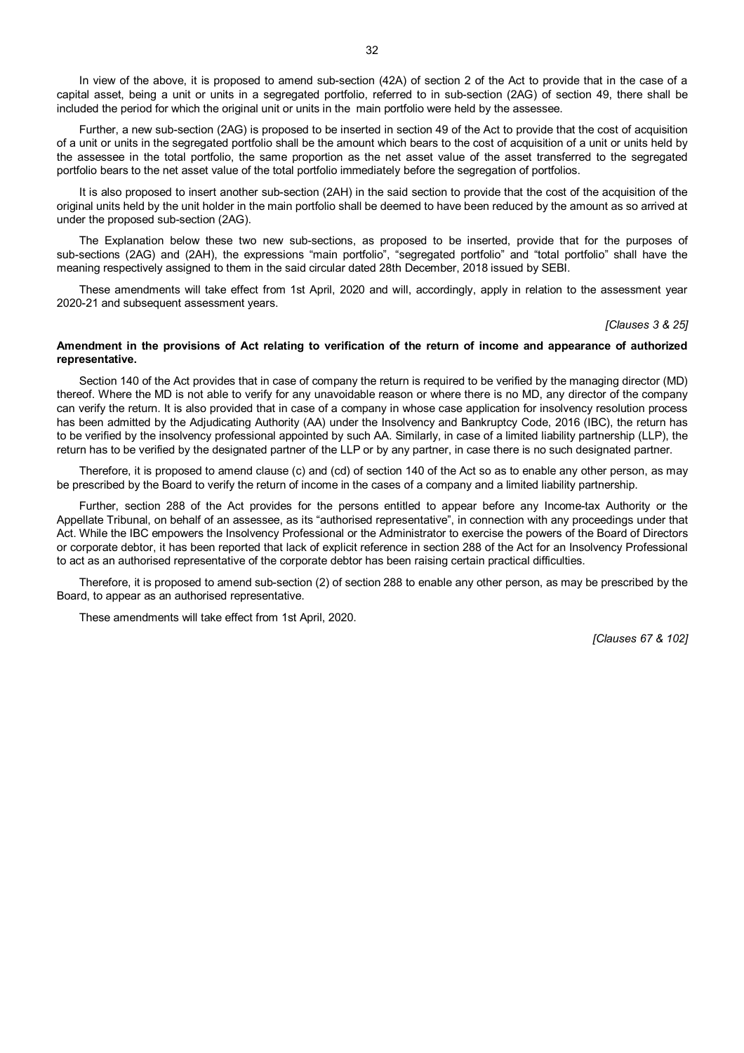In view of the above, it is proposed to amend sub-section (42A) of section 2 of the Act to provide that in the case of a capital asset, being a unit or units in a segregated portfolio, referred to in sub-section (2AG) of section 49, there shall be included the period for which the original unit or units in the main portfolio were held by the assessee.

Further, a new sub-section (2AG) is proposed to be inserted in section 49 of the Act to provide that the cost of acquisition of a unit or units in the segregated portfolio shall be the amount which bears to the cost of acquisition of a unit or units held by the assessee in the total portfolio, the same proportion as the net asset value of the asset transferred to the segregated portfolio bears to the net asset value of the total portfolio immediately before the segregation of portfolios.

It is also proposed to insert another sub-section (2AH) in the said section to provide that the cost of the acquisition of the original units held by the unit holder in the main portfolio shall be deemed to have been reduced by the amount as so arrived at under the proposed sub-section (2AG).

The Explanation below these two new sub-sections, as proposed to be inserted, provide that for the purposes of sub-sections (2AG) and (2AH), the expressions "main portfolio", "segregated portfolio" and "total portfolio" shall have the meaning respectively assigned to them in the said circular dated 28th December, 2018 issued by SEBI.

These amendments will take effect from 1st April, 2020 and will, accordingly, apply in relation to the assessment year 2020-21 and subsequent assessment years.

*[Clauses 3 & 25]*

**Amendment in the provisions of Act relating to verification of the return of income and appearance of authorized representative.**

Section 140 of the Act provides that in case of company the return is required to be verified by the managing director (MD) thereof. Where the MD is not able to verify for any unavoidable reason or where there is no MD, any director of the company can verify the return. It is also provided that in case of a company in whose case application for insolvency resolution process has been admitted by the Adjudicating Authority (AA) under the Insolvency and Bankruptcy Code, 2016 (IBC), the return has to be verified by the insolvency professional appointed by such AA. Similarly, in case of a limited liability partnership (LLP), the return has to be verified by the designated partner of the LLP or by any partner, in case there is no such designated partner.

Therefore, it is proposed to amend clause (c) and (cd) of section 140 of the Act so as to enable any other person, as may be prescribed by the Board to verify the return of income in the cases of a company and a limited liability partnership.

Further, section 288 of the Act provides for the persons entitled to appear before any Income-tax Authority or the Appellate Tribunal, on behalf of an assessee, as its "authorised representative", in connection with any proceedings under that Act. While the IBC empowers the Insolvency Professional or the Administrator to exercise the powers of the Board of Directors or corporate debtor, it has been reported that lack of explicit reference in section 288 of the Act for an Insolvency Professional to act as an authorised representative of the corporate debtor has been raising certain practical difficulties.

Therefore, it is proposed to amend sub-section (2) of section 288 to enable any other person, as may be prescribed by the Board, to appear as an authorised representative.

These amendments will take effect from 1st April, 2020.

*[Clauses 67 & 102]*